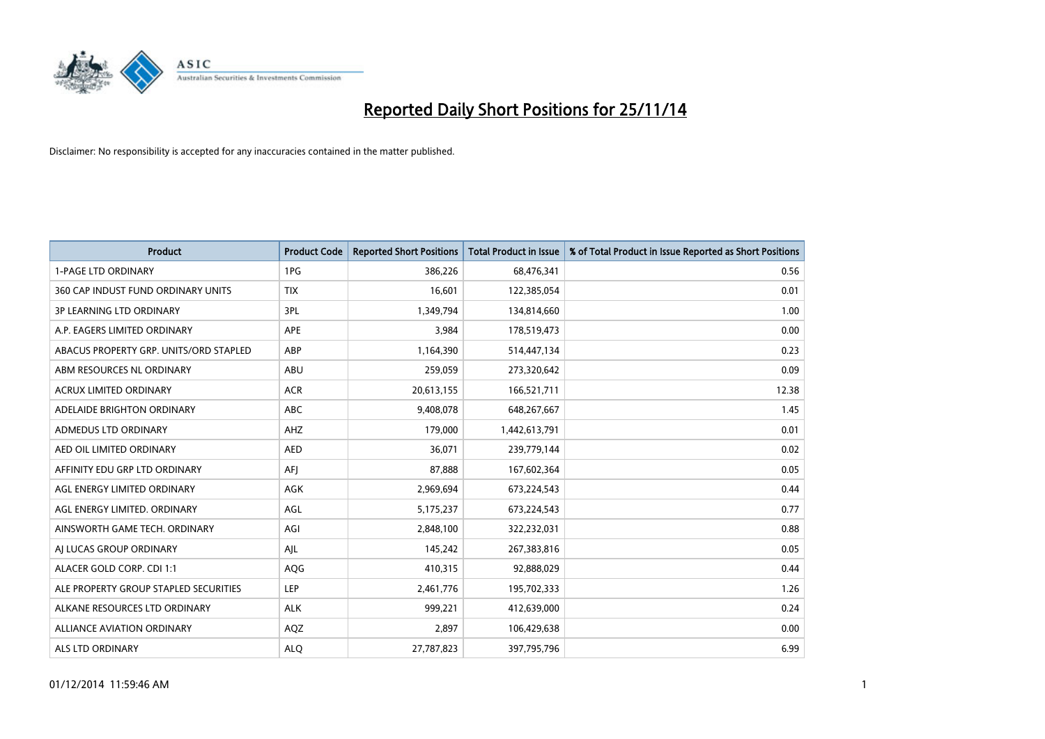# Reported Daily Short Positions for 25/11/14

Disclaimer: No responsibility is accepted for any inaccuracies contained in the matter published.

| Product | Product Code | Reported Short Positions | Total Product in Issue | % of Total Product in Issue Reported as Short Positions |
|---|---|---|---|---|
| 1-PAGE LTD ORDINARY | 1PG | 386,226 | 68,476,341 | 0.56 |
| 360 CAP INDUST FUND ORDINARY UNITS | TIX | 16,601 | 122,385,054 | 0.01 |
| 3P LEARNING LTD ORDINARY | 3PL | 1,349,794 | 134,814,660 | 1.00 |
| A.P. EAGERS LIMITED ORDINARY | APE | 3,984 | 178,519,473 | 0.00 |
| ABACUS PROPERTY GRP. UNITS/ORD STAPLED | ABP | 1,164,390 | 514,447,134 | 0.23 |
| ABM RESOURCES NL ORDINARY | ABU | 259,059 | 273,320,642 | 0.09 |
| ACRUX LIMITED ORDINARY | ACR | 20,613,155 | 166,521,711 | 12.38 |
| ADELAIDE BRIGHTON ORDINARY | ABC | 9,408,078 | 648,267,667 | 1.45 |
| ADMEDUS LTD ORDINARY | AHZ | 179,000 | 1,442,613,791 | 0.01 |
| AED OIL LIMITED ORDINARY | AED | 36,071 | 239,779,144 | 0.02 |
| AFFINITY EDU GRP LTD ORDINARY | AFJ | 87,888 | 167,602,364 | 0.05 |
| AGL ENERGY LIMITED ORDINARY | AGK | 2,969,694 | 673,224,543 | 0.44 |
| AGL ENERGY LIMITED. ORDINARY | AGL | 5,175,237 | 673,224,543 | 0.77 |
| AINSWORTH GAME TECH. ORDINARY | AGI | 2,848,100 | 322,232,031 | 0.88 |
| AJ LUCAS GROUP ORDINARY | AJL | 145,242 | 267,383,816 | 0.05 |
| ALACER GOLD CORP. CDI 1:1 | AQG | 410,315 | 92,888,029 | 0.44 |
| ALE PROPERTY GROUP STAPLED SECURITIES | LEP | 2,461,776 | 195,702,333 | 1.26 |
| ALKANE RESOURCES LTD ORDINARY | ALK | 999,221 | 412,639,000 | 0.24 |
| ALLIANCE AVIATION ORDINARY | AQZ | 2,897 | 106,429,638 | 0.00 |
| ALS LTD ORDINARY | ALQ | 27,787,823 | 397,795,796 | 6.99 |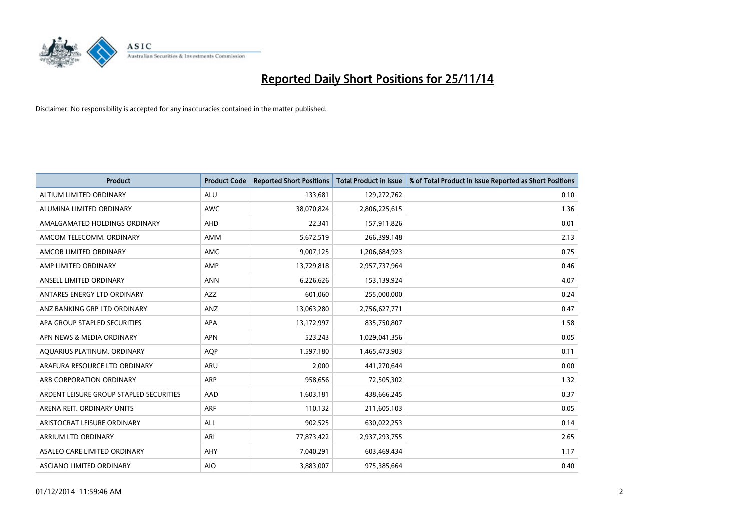# Reported Daily Short Positions for 25/11/14

Disclaimer: No responsibility is accepted for any inaccuracies contained in the matter published.

| Product | Product Code | Reported Short Positions | Total Product in Issue | % of Total Product in Issue Reported as Short Positions |
|---|---|---|---|---|
| ALTIUM LIMITED ORDINARY | ALU | 133,681 | 129,272,762 | 0.10 |
| ALUMINA LIMITED ORDINARY | AWC | 38,070,824 | 2,806,225,615 | 1.36 |
| AMALGAMATED HOLDINGS ORDINARY | AHD | 22,341 | 157,911,826 | 0.01 |
| AMCOM TELECOMM. ORDINARY | AMM | 5,672,519 | 266,399,148 | 2.13 |
| AMCOR LIMITED ORDINARY | AMC | 9,007,125 | 1,206,684,923 | 0.75 |
| AMP LIMITED ORDINARY | AMP | 13,729,818 | 2,957,737,964 | 0.46 |
| ANSELL LIMITED ORDINARY | ANN | 6,226,626 | 153,139,924 | 4.07 |
| ANTARES ENERGY LTD ORDINARY | AZZ | 601,060 | 255,000,000 | 0.24 |
| ANZ BANKING GRP LTD ORDINARY | ANZ | 13,063,280 | 2,756,627,771 | 0.47 |
| APA GROUP STAPLED SECURITIES | APA | 13,172,997 | 835,750,807 | 1.58 |
| APN NEWS & MEDIA ORDINARY | APN | 523,243 | 1,029,041,356 | 0.05 |
| AQUARIUS PLATINUM. ORDINARY | AQP | 1,597,180 | 1,465,473,903 | 0.11 |
| ARAFURA RESOURCE LTD ORDINARY | ARU | 2,000 | 441,270,644 | 0.00 |
| ARB CORPORATION ORDINARY | ARP | 958,656 | 72,505,302 | 1.32 |
| ARDENT LEISURE GROUP STAPLED SECURITIES | AAD | 1,603,181 | 438,666,245 | 0.37 |
| ARENA REIT. ORDINARY UNITS | ARF | 110,132 | 211,605,103 | 0.05 |
| ARISTOCRAT LEISURE ORDINARY | ALL | 902,525 | 630,022,253 | 0.14 |
| ARRIUM LTD ORDINARY | ARI | 77,873,422 | 2,937,293,755 | 2.65 |
| ASALEO CARE LIMITED ORDINARY | AHY | 7,040,291 | 603,469,434 | 1.17 |
| ASCIANO LIMITED ORDINARY | AIO | 3,883,007 | 975,385,664 | 0.40 |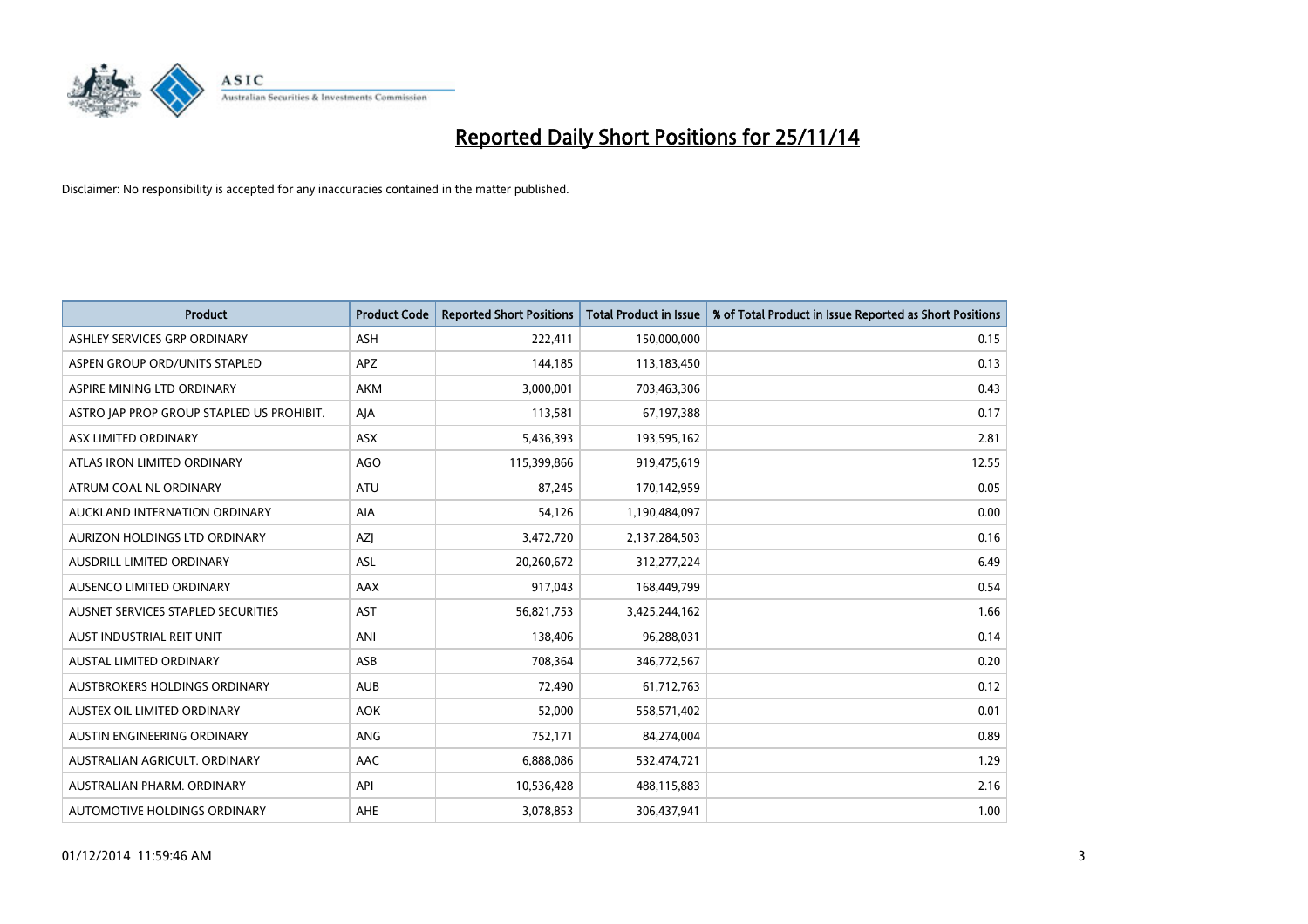# Reported Daily Short Positions for 25/11/14

Disclaimer: No responsibility is accepted for any inaccuracies contained in the matter published.

| Product | Product Code | Reported Short Positions | Total Product in Issue | % of Total Product in Issue Reported as Short Positions |
|---|---|---|---|---|
| ASHLEY SERVICES GRP ORDINARY | ASH | 222,411 | 150,000,000 | 0.15 |
| ASPEN GROUP ORD/UNITS STAPLED | APZ | 144,185 | 113,183,450 | 0.13 |
| ASPIRE MINING LTD ORDINARY | AKM | 3,000,001 | 703,463,306 | 0.43 |
| ASTRO JAP PROP GROUP STAPLED US PROHIBIT. | AJA | 113,581 | 67,197,388 | 0.17 |
| ASX LIMITED ORDINARY | ASX | 5,436,393 | 193,595,162 | 2.81 |
| ATLAS IRON LIMITED ORDINARY | AGO | 115,399,866 | 919,475,619 | 12.55 |
| ATRUM COAL NL ORDINARY | ATU | 87,245 | 170,142,959 | 0.05 |
| AUCKLAND INTERNATION ORDINARY | AIA | 54,126 | 1,190,484,097 | 0.00 |
| AURIZON HOLDINGS LTD ORDINARY | AZJ | 3,472,720 | 2,137,284,503 | 0.16 |
| AUSDRILL LIMITED ORDINARY | ASL | 20,260,672 | 312,277,224 | 6.49 |
| AUSENCO LIMITED ORDINARY | AAX | 917,043 | 168,449,799 | 0.54 |
| AUSNET SERVICES STAPLED SECURITIES | AST | 56,821,753 | 3,425,244,162 | 1.66 |
| AUST INDUSTRIAL REIT UNIT | ANI | 138,406 | 96,288,031 | 0.14 |
| AUSTAL LIMITED ORDINARY | ASB | 708,364 | 346,772,567 | 0.20 |
| AUSTBROKERS HOLDINGS ORDINARY | AUB | 72,490 | 61,712,763 | 0.12 |
| AUSTEX OIL LIMITED ORDINARY | AOK | 52,000 | 558,571,402 | 0.01 |
| AUSTIN ENGINEERING ORDINARY | ANG | 752,171 | 84,274,004 | 0.89 |
| AUSTRALIAN AGRICULT. ORDINARY | AAC | 6,888,086 | 532,474,721 | 1.29 |
| AUSTRALIAN PHARM. ORDINARY | API | 10,536,428 | 488,115,883 | 2.16 |
| AUTOMOTIVE HOLDINGS ORDINARY | AHE | 3,078,853 | 306,437,941 | 1.00 |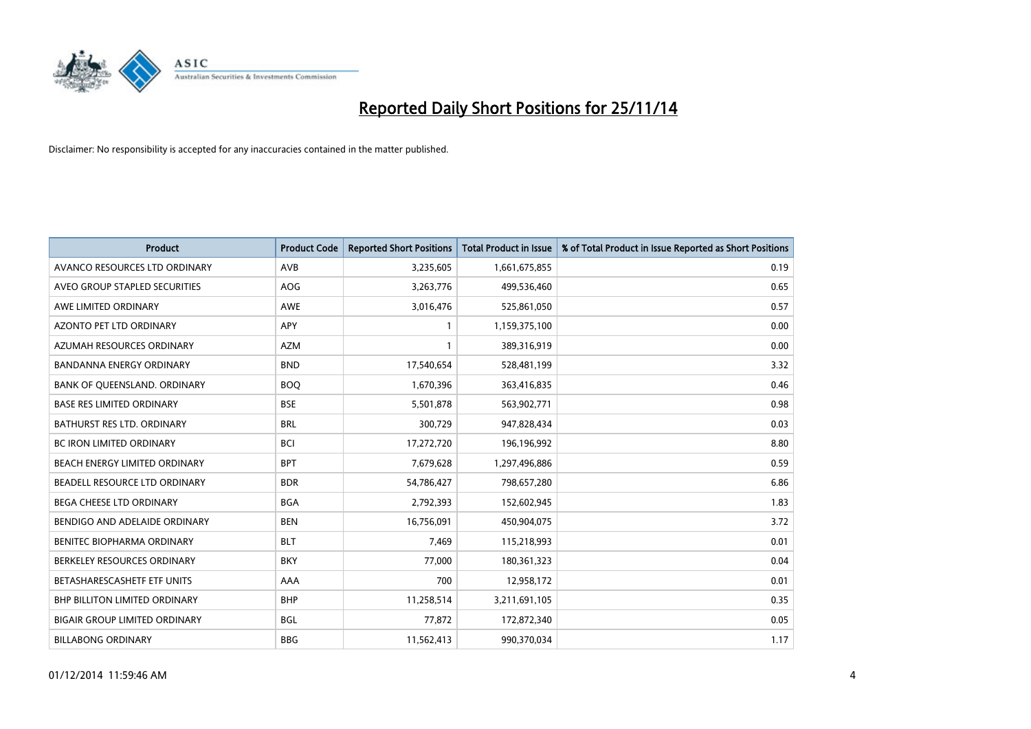# Reported Daily Short Positions for 25/11/14

Disclaimer: No responsibility is accepted for any inaccuracies contained in the matter published.

| Product | Product Code | Reported Short Positions | Total Product in Issue | % of Total Product in Issue Reported as Short Positions |
|---|---|---|---|---|
| AVANCO RESOURCES LTD ORDINARY | AVB | 3,235,605 | 1,661,675,855 | 0.19 |
| AVEO GROUP STAPLED SECURITIES | AOG | 3,263,776 | 499,536,460 | 0.65 |
| AWE LIMITED ORDINARY | AWE | 3,016,476 | 525,861,050 | 0.57 |
| AZONTO PET LTD ORDINARY | APY | 1 | 1,159,375,100 | 0.00 |
| AZUMAH RESOURCES ORDINARY | AZM | 1 | 389,316,919 | 0.00 |
| BANDANNA ENERGY ORDINARY | BND | 17,540,654 | 528,481,199 | 3.32 |
| BANK OF QUEENSLAND. ORDINARY | BOQ | 1,670,396 | 363,416,835 | 0.46 |
| BASE RES LIMITED ORDINARY | BSE | 5,501,878 | 563,902,771 | 0.98 |
| BATHURST RES LTD. ORDINARY | BRL | 300,729 | 947,828,434 | 0.03 |
| BC IRON LIMITED ORDINARY | BCI | 17,272,720 | 196,196,992 | 8.80 |
| BEACH ENERGY LIMITED ORDINARY | BPT | 7,679,628 | 1,297,496,886 | 0.59 |
| BEADELL RESOURCE LTD ORDINARY | BDR | 54,786,427 | 798,657,280 | 6.86 |
| BEGA CHEESE LTD ORDINARY | BGA | 2,792,393 | 152,602,945 | 1.83 |
| BENDIGO AND ADELAIDE ORDINARY | BEN | 16,756,091 | 450,904,075 | 3.72 |
| BENITEC BIOPHARMA ORDINARY | BLT | 7,469 | 115,218,993 | 0.01 |
| BERKELEY RESOURCES ORDINARY | BKY | 77,000 | 180,361,323 | 0.04 |
| BETASHARESCASHETF ETF UNITS | AAA | 700 | 12,958,172 | 0.01 |
| BHP BILLITON LIMITED ORDINARY | BHP | 11,258,514 | 3,211,691,105 | 0.35 |
| BIGAIR GROUP LIMITED ORDINARY | BGL | 77,872 | 172,872,340 | 0.05 |
| BILLABONG ORDINARY | BBG | 11,562,413 | 990,370,034 | 1.17 |

01/12/2014 11:59:46 AM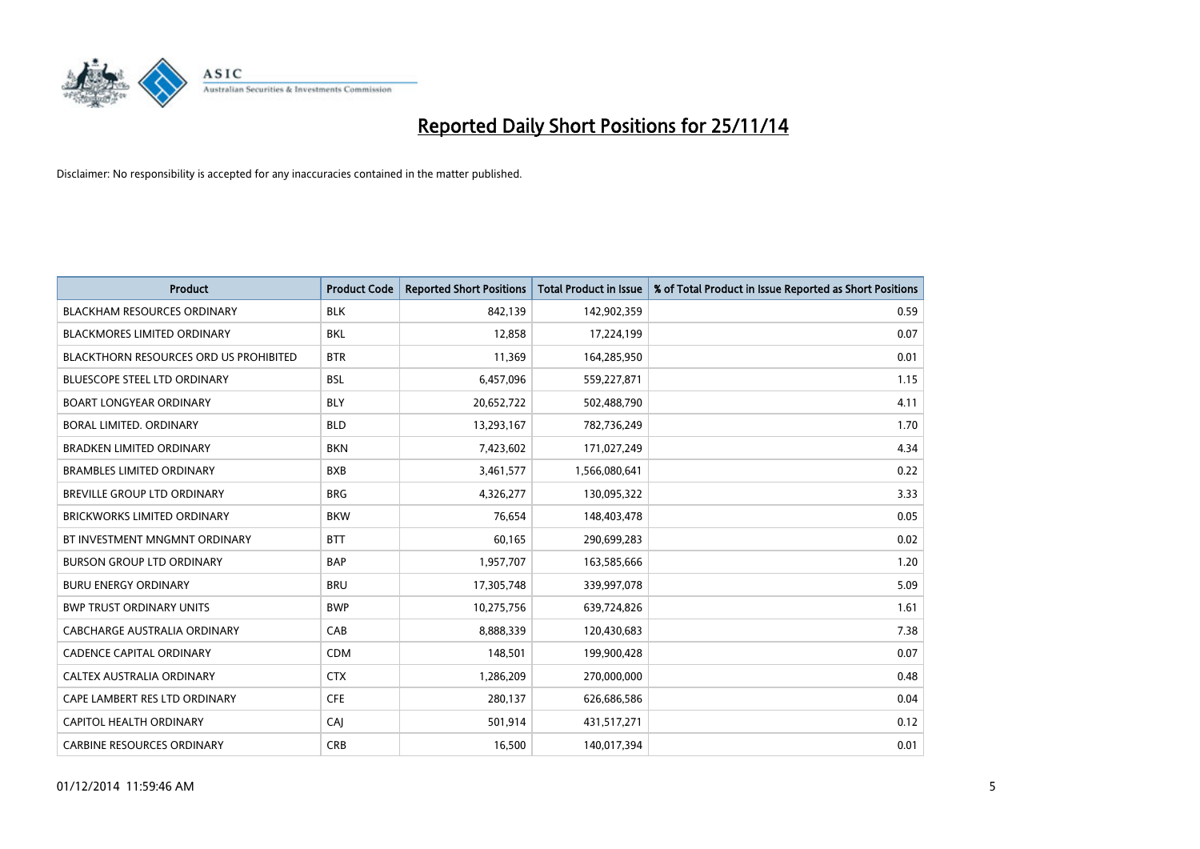# Reported Daily Short Positions for 25/11/14

Disclaimer: No responsibility is accepted for any inaccuracies contained in the matter published.

| Product | Product Code | Reported Short Positions | Total Product in Issue | % of Total Product in Issue Reported as Short Positions |
|---|---|---|---|---|
| BLACKHAM RESOURCES ORDINARY | BLK | 842,139 | 142,902,359 | 0.59 |
| BLACKMORES LIMITED ORDINARY | BKL | 12,858 | 17,224,199 | 0.07 |
| BLACKTHORN RESOURCES ORD US PROHIBITED | BTR | 11,369 | 164,285,950 | 0.01 |
| BLUESCOPE STEEL LTD ORDINARY | BSL | 6,457,096 | 559,227,871 | 1.15 |
| BOART LONGYEAR ORDINARY | BLY | 20,652,722 | 502,488,790 | 4.11 |
| BORAL LIMITED. ORDINARY | BLD | 13,293,167 | 782,736,249 | 1.70 |
| BRADKEN LIMITED ORDINARY | BKN | 7,423,602 | 171,027,249 | 4.34 |
| BRAMBLES LIMITED ORDINARY | BXB | 3,461,577 | 1,566,080,641 | 0.22 |
| BREVILLE GROUP LTD ORDINARY | BRG | 4,326,277 | 130,095,322 | 3.33 |
| BRICKWORKS LIMITED ORDINARY | BKW | 76,654 | 148,403,478 | 0.05 |
| BT INVESTMENT MNGMNT ORDINARY | BTT | 60,165 | 290,699,283 | 0.02 |
| BURSON GROUP LTD ORDINARY | BAP | 1,957,707 | 163,585,666 | 1.20 |
| BURU ENERGY ORDINARY | BRU | 17,305,748 | 339,997,078 | 5.09 |
| BWP TRUST ORDINARY UNITS | BWP | 10,275,756 | 639,724,826 | 1.61 |
| CABCHARGE AUSTRALIA ORDINARY | CAB | 8,888,339 | 120,430,683 | 7.38 |
| CADENCE CAPITAL ORDINARY | CDM | 148,501 | 199,900,428 | 0.07 |
| CALTEX AUSTRALIA ORDINARY | CTX | 1,286,209 | 270,000,000 | 0.48 |
| CAPE LAMBERT RES LTD ORDINARY | CFE | 280,137 | 626,686,586 | 0.04 |
| CAPITOL HEALTH ORDINARY | CAJ | 501,914 | 431,517,271 | 0.12 |
| CARBINE RESOURCES ORDINARY | CRB | 16,500 | 140,017,394 | 0.01 |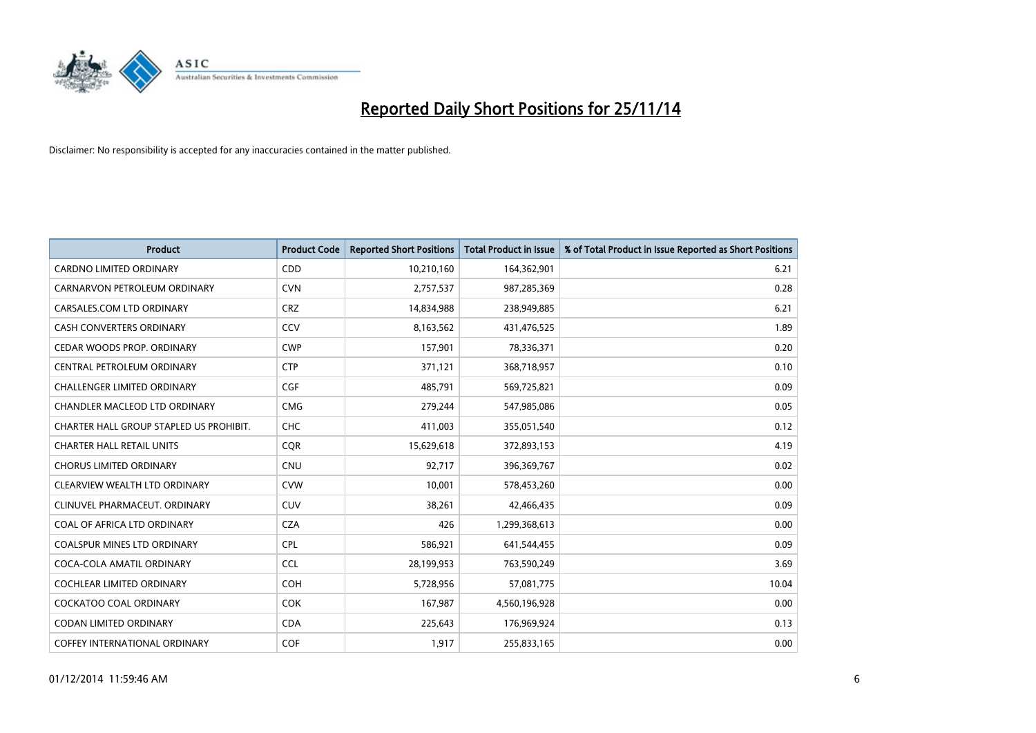# Reported Daily Short Positions for 25/11/14

Disclaimer: No responsibility is accepted for any inaccuracies contained in the matter published.

| Product | Product Code | Reported Short Positions | Total Product in Issue | % of Total Product in Issue Reported as Short Positions |
|---|---|---|---|---|
| CARDNO LIMITED ORDINARY | CDD | 10,210,160 | 164,362,901 | 6.21 |
| CARNARVON PETROLEUM ORDINARY | CVN | 2,757,537 | 987,285,369 | 0.28 |
| CARSALES.COM LTD ORDINARY | CRZ | 14,834,988 | 238,949,885 | 6.21 |
| CASH CONVERTERS ORDINARY | CCV | 8,163,562 | 431,476,525 | 1.89 |
| CEDAR WOODS PROP. ORDINARY | CWP | 157,901 | 78,336,371 | 0.20 |
| CENTRAL PETROLEUM ORDINARY | CTP | 371,121 | 368,718,957 | 0.10 |
| CHALLENGER LIMITED ORDINARY | CGF | 485,791 | 569,725,821 | 0.09 |
| CHANDLER MACLEOD LTD ORDINARY | CMG | 279,244 | 547,985,086 | 0.05 |
| CHARTER HALL GROUP STAPLED US PROHIBIT. | CHC | 411,003 | 355,051,540 | 0.12 |
| CHARTER HALL RETAIL UNITS | CQR | 15,629,618 | 372,893,153 | 4.19 |
| CHORUS LIMITED ORDINARY | CNU | 92,717 | 396,369,767 | 0.02 |
| CLEARVIEW WEALTH LTD ORDINARY | CVW | 10,001 | 578,453,260 | 0.00 |
| CLINUVEL PHARMACEUT. ORDINARY | CUV | 38,261 | 42,466,435 | 0.09 |
| COAL OF AFRICA LTD ORDINARY | CZA | 426 | 1,299,368,613 | 0.00 |
| COALSPUR MINES LTD ORDINARY | CPL | 586,921 | 641,544,455 | 0.09 |
| COCA-COLA AMATIL ORDINARY | CCL | 28,199,953 | 763,590,249 | 3.69 |
| COCHLEAR LIMITED ORDINARY | COH | 5,728,956 | 57,081,775 | 10.04 |
| COCKATOO COAL ORDINARY | COK | 167,987 | 4,560,196,928 | 0.00 |
| CODAN LIMITED ORDINARY | CDA | 225,643 | 176,969,924 | 0.13 |
| COFFEY INTERNATIONAL ORDINARY | COF | 1,917 | 255,833,165 | 0.00 |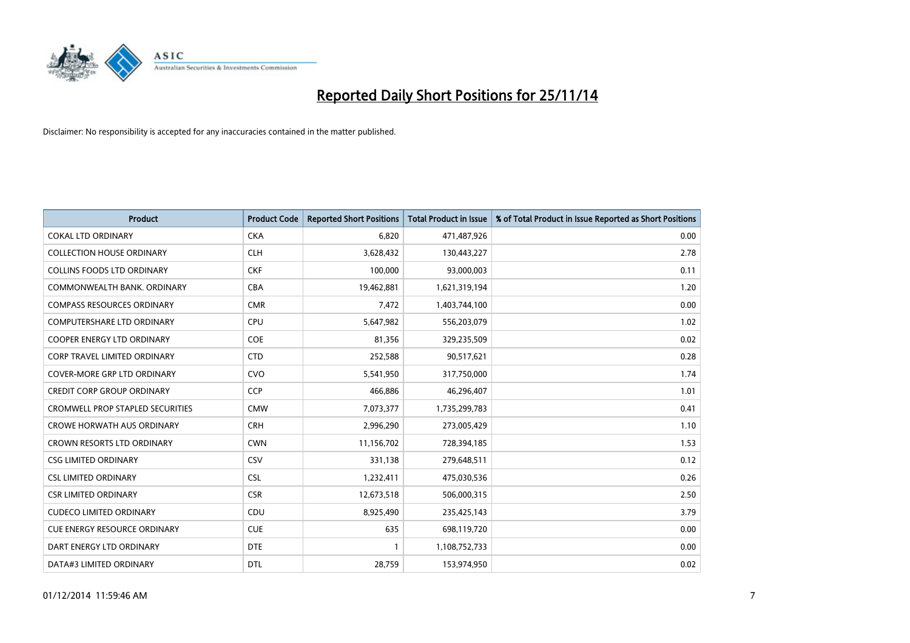# Reported Daily Short Positions for 25/11/14

Disclaimer: No responsibility is accepted for any inaccuracies contained in the matter published.

| Product | Product Code | Reported Short Positions | Total Product in Issue | % of Total Product in Issue Reported as Short Positions |
|---|---|---|---|---|
| COKAL LTD ORDINARY | CKA | 6,820 | 471,487,926 | 0.00 |
| COLLECTION HOUSE ORDINARY | CLH | 3,628,432 | 130,443,227 | 2.78 |
| COLLINS FOODS LTD ORDINARY | CKF | 100,000 | 93,000,003 | 0.11 |
| COMMONWEALTH BANK. ORDINARY | CBA | 19,462,881 | 1,621,319,194 | 1.20 |
| COMPASS RESOURCES ORDINARY | CMR | 7,472 | 1,403,744,100 | 0.00 |
| COMPUTERSHARE LTD ORDINARY | CPU | 5,647,982 | 556,203,079 | 1.02 |
| COOPER ENERGY LTD ORDINARY | COE | 81,356 | 329,235,509 | 0.02 |
| CORP TRAVEL LIMITED ORDINARY | CTD | 252,588 | 90,517,621 | 0.28 |
| COVER-MORE GRP LTD ORDINARY | CVO | 5,541,950 | 317,750,000 | 1.74 |
| CREDIT CORP GROUP ORDINARY | CCP | 466,886 | 46,296,407 | 1.01 |
| CROMWELL PROP STAPLED SECURITIES | CMW | 7,073,377 | 1,735,299,783 | 0.41 |
| CROWE HORWATH AUS ORDINARY | CRH | 2,996,290 | 273,005,429 | 1.10 |
| CROWN RESORTS LTD ORDINARY | CWN | 11,156,702 | 728,394,185 | 1.53 |
| CSG LIMITED ORDINARY | CSV | 331,138 | 279,648,511 | 0.12 |
| CSL LIMITED ORDINARY | CSL | 1,232,411 | 475,030,536 | 0.26 |
| CSR LIMITED ORDINARY | CSR | 12,673,518 | 506,000,315 | 2.50 |
| CUDECO LIMITED ORDINARY | CDU | 8,925,490 | 235,425,143 | 3.79 |
| CUE ENERGY RESOURCE ORDINARY | CUE | 635 | 698,119,720 | 0.00 |
| DART ENERGY LTD ORDINARY | DTE | 1 | 1,108,752,733 | 0.00 |
| DATA#3 LIMITED ORDINARY | DTL | 28,759 | 153,974,950 | 0.02 |

01/12/2014 11:59:46 AM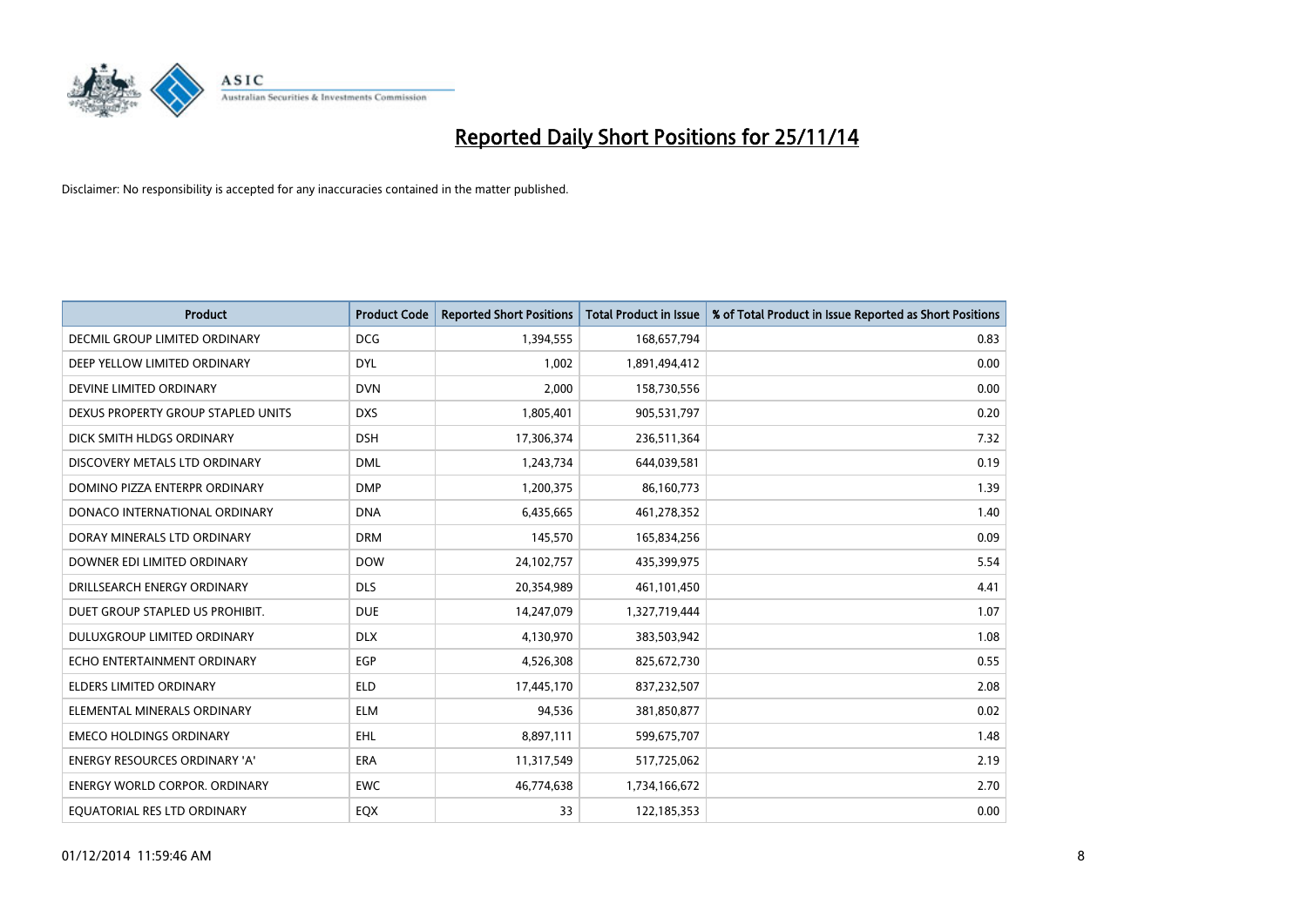# Reported Daily Short Positions for 25/11/14

Disclaimer: No responsibility is accepted for any inaccuracies contained in the matter published.

| Product | Product Code | Reported Short Positions | Total Product in Issue | % of Total Product in Issue Reported as Short Positions |
|---|---|---|---|---|
| DECMIL GROUP LIMITED ORDINARY | DCG | 1,394,555 | 168,657,794 | 0.83 |
| DEEP YELLOW LIMITED ORDINARY | DYL | 1,002 | 1,891,494,412 | 0.00 |
| DEVINE LIMITED ORDINARY | DVN | 2,000 | 158,730,556 | 0.00 |
| DEXUS PROPERTY GROUP STAPLED UNITS | DXS | 1,805,401 | 905,531,797 | 0.20 |
| DICK SMITH HLDGS ORDINARY | DSH | 17,306,374 | 236,511,364 | 7.32 |
| DISCOVERY METALS LTD ORDINARY | DML | 1,243,734 | 644,039,581 | 0.19 |
| DOMINO PIZZA ENTERPR ORDINARY | DMP | 1,200,375 | 86,160,773 | 1.39 |
| DONACO INTERNATIONAL ORDINARY | DNA | 6,435,665 | 461,278,352 | 1.40 |
| DORAY MINERALS LTD ORDINARY | DRM | 145,570 | 165,834,256 | 0.09 |
| DOWNER EDI LIMITED ORDINARY | DOW | 24,102,757 | 435,399,975 | 5.54 |
| DRILLSEARCH ENERGY ORDINARY | DLS | 20,354,989 | 461,101,450 | 4.41 |
| DUET GROUP STAPLED US PROHIBIT. | DUE | 14,247,079 | 1,327,719,444 | 1.07 |
| DULUXGROUP LIMITED ORDINARY | DLX | 4,130,970 | 383,503,942 | 1.08 |
| ECHO ENTERTAINMENT ORDINARY | EGP | 4,526,308 | 825,672,730 | 0.55 |
| ELDERS LIMITED ORDINARY | ELD | 17,445,170 | 837,232,507 | 2.08 |
| ELEMENTAL MINERALS ORDINARY | ELM | 94,536 | 381,850,877 | 0.02 |
| EMECO HOLDINGS ORDINARY | EHL | 8,897,111 | 599,675,707 | 1.48 |
| ENERGY RESOURCES ORDINARY 'A' | ERA | 11,317,549 | 517,725,062 | 2.19 |
| ENERGY WORLD CORPOR. ORDINARY | EWC | 46,774,638 | 1,734,166,672 | 2.70 |
| EQUATORIAL RES LTD ORDINARY | EQX | 33 | 122,185,353 | 0.00 |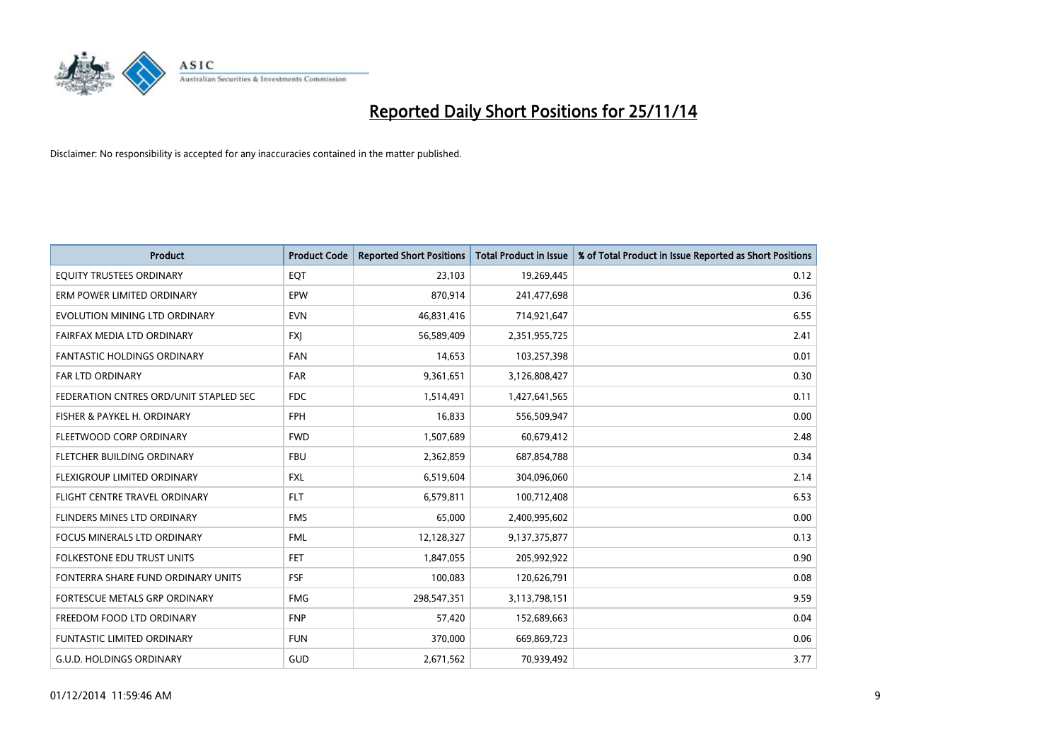# Reported Daily Short Positions for 25/11/14

Disclaimer: No responsibility is accepted for any inaccuracies contained in the matter published.

| Product | Product Code | Reported Short Positions | Total Product in Issue | % of Total Product in Issue Reported as Short Positions |
|---|---|---|---|---|
| EQUITY TRUSTEES ORDINARY | EQT | 23,103 | 19,269,445 | 0.12 |
| ERM POWER LIMITED ORDINARY | EPW | 870,914 | 241,477,698 | 0.36 |
| EVOLUTION MINING LTD ORDINARY | EVN | 46,831,416 | 714,921,647 | 6.55 |
| FAIRFAX MEDIA LTD ORDINARY | FXJ | 56,589,409 | 2,351,955,725 | 2.41 |
| FANTASTIC HOLDINGS ORDINARY | FAN | 14,653 | 103,257,398 | 0.01 |
| FAR LTD ORDINARY | FAR | 9,361,651 | 3,126,808,427 | 0.30 |
| FEDERATION CNTRES ORD/UNIT STAPLED SEC | FDC | 1,514,491 | 1,427,641,565 | 0.11 |
| FISHER & PAYKEL H. ORDINARY | FPH | 16,833 | 556,509,947 | 0.00 |
| FLEETWOOD CORP ORDINARY | FWD | 1,507,689 | 60,679,412 | 2.48 |
| FLETCHER BUILDING ORDINARY | FBU | 2,362,859 | 687,854,788 | 0.34 |
| FLEXIGROUP LIMITED ORDINARY | FXL | 6,519,604 | 304,096,060 | 2.14 |
| FLIGHT CENTRE TRAVEL ORDINARY | FLT | 6,579,811 | 100,712,408 | 6.53 |
| FLINDERS MINES LTD ORDINARY | FMS | 65,000 | 2,400,995,602 | 0.00 |
| FOCUS MINERALS LTD ORDINARY | FML | 12,128,327 | 9,137,375,877 | 0.13 |
| FOLKESTONE EDU TRUST UNITS | FET | 1,847,055 | 205,992,922 | 0.90 |
| FONTERRA SHARE FUND ORDINARY UNITS | FSF | 100,083 | 120,626,791 | 0.08 |
| FORTESCUE METALS GRP ORDINARY | FMG | 298,547,351 | 3,113,798,151 | 9.59 |
| FREEDOM FOOD LTD ORDINARY | FNP | 57,420 | 152,689,663 | 0.04 |
| FUNTASTIC LIMITED ORDINARY | FUN | 370,000 | 669,869,723 | 0.06 |
| G.U.D. HOLDINGS ORDINARY | GUD | 2,671,562 | 70,939,492 | 3.77 |

01/12/2014 11:59:46 AM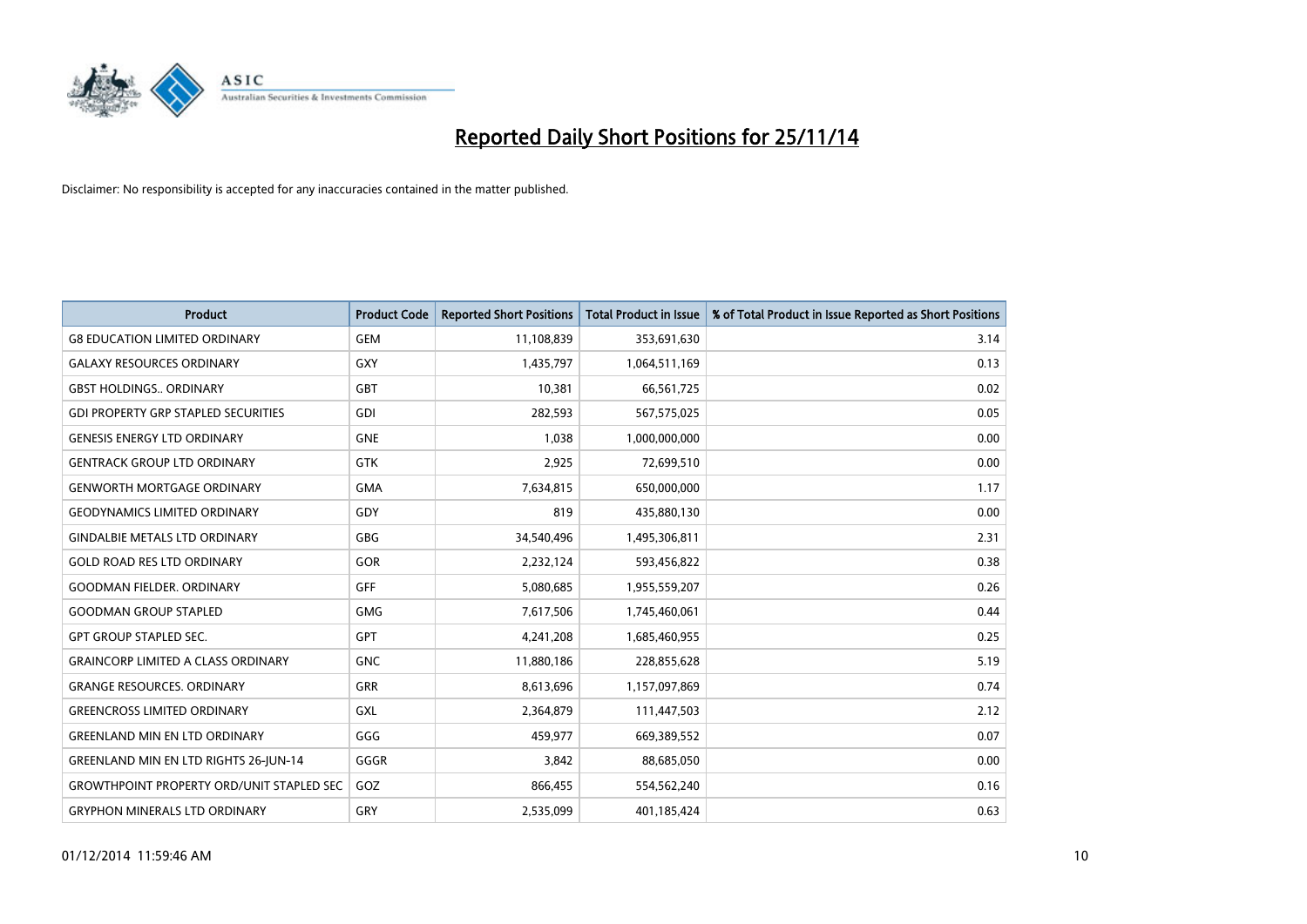# Reported Daily Short Positions for 25/11/14

Disclaimer: No responsibility is accepted for any inaccuracies contained in the matter published.

| Product | Product Code | Reported Short Positions | Total Product in Issue | % of Total Product in Issue Reported as Short Positions |
|---|---|---|---|---|
| G8 EDUCATION LIMITED ORDINARY | GEM | 11,108,839 | 353,691,630 | 3.14 |
| GALAXY RESOURCES ORDINARY | GXY | 1,435,797 | 1,064,511,169 | 0.13 |
| GBST HOLDINGS.. ORDINARY | GBT | 10,381 | 66,561,725 | 0.02 |
| GDI PROPERTY GRP STAPLED SECURITIES | GDI | 282,593 | 567,575,025 | 0.05 |
| GENESIS ENERGY LTD ORDINARY | GNE | 1,038 | 1,000,000,000 | 0.00 |
| GENTRACK GROUP LTD ORDINARY | GTK | 2,925 | 72,699,510 | 0.00 |
| GENWORTH MORTGAGE ORDINARY | GMA | 7,634,815 | 650,000,000 | 1.17 |
| GEODYNAMICS LIMITED ORDINARY | GDY | 819 | 435,880,130 | 0.00 |
| GINDALBIE METALS LTD ORDINARY | GBG | 34,540,496 | 1,495,306,811 | 2.31 |
| GOLD ROAD RES LTD ORDINARY | GOR | 2,232,124 | 593,456,822 | 0.38 |
| GOODMAN FIELDER. ORDINARY | GFF | 5,080,685 | 1,955,559,207 | 0.26 |
| GOODMAN GROUP STAPLED | GMG | 7,617,506 | 1,745,460,061 | 0.44 |
| GPT GROUP STAPLED SEC. | GPT | 4,241,208 | 1,685,460,955 | 0.25 |
| GRAINCORP LIMITED A CLASS ORDINARY | GNC | 11,880,186 | 228,855,628 | 5.19 |
| GRANGE RESOURCES. ORDINARY | GRR | 8,613,696 | 1,157,097,869 | 0.74 |
| GREENCROSS LIMITED ORDINARY | GXL | 2,364,879 | 111,447,503 | 2.12 |
| GREENLAND MIN EN LTD ORDINARY | GGG | 459,977 | 669,389,552 | 0.07 |
| GREENLAND MIN EN LTD RIGHTS 26-JUN-14 | GGGR | 3,842 | 88,685,050 | 0.00 |
| GROWTHPOINT PROPERTY ORD/UNIT STAPLED SEC | GOZ | 866,455 | 554,562,240 | 0.16 |
| GRYPHON MINERALS LTD ORDINARY | GRY | 2,535,099 | 401,185,424 | 0.63 |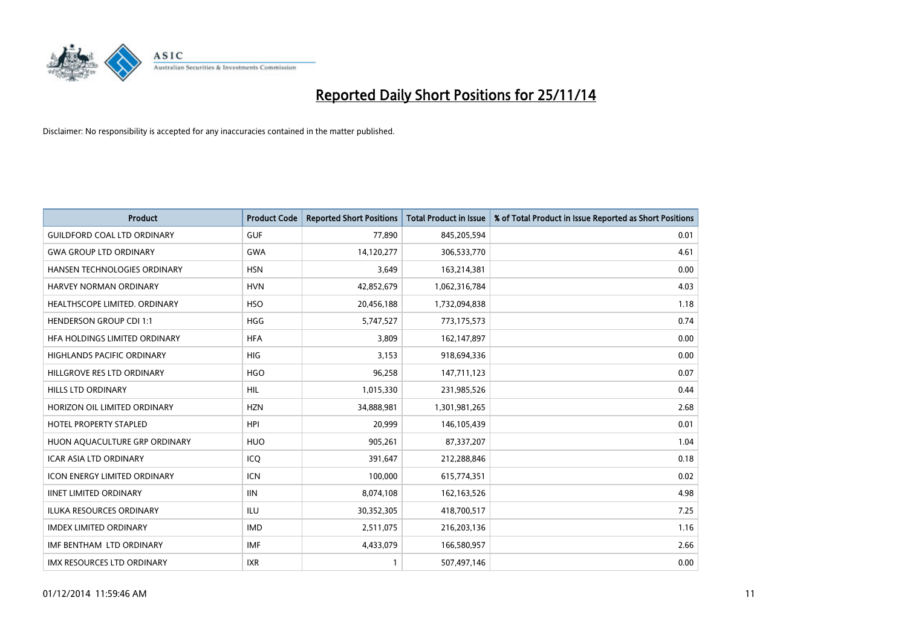# Reported Daily Short Positions for 25/11/14

Disclaimer: No responsibility is accepted for any inaccuracies contained in the matter published.

| Product | Product Code | Reported Short Positions | Total Product in Issue | % of Total Product in Issue Reported as Short Positions |
|---|---|---|---|---|
| GUILDFORD COAL LTD ORDINARY | GUF | 77,890 | 845,205,594 | 0.01 |
| GWA GROUP LTD ORDINARY | GWA | 14,120,277 | 306,533,770 | 4.61 |
| HANSEN TECHNOLOGIES ORDINARY | HSN | 3,649 | 163,214,381 | 0.00 |
| HARVEY NORMAN ORDINARY | HVN | 42,852,679 | 1,062,316,784 | 4.03 |
| HEALTHSCOPE LIMITED. ORDINARY | HSO | 20,456,188 | 1,732,094,838 | 1.18 |
| HENDERSON GROUP CDI 1:1 | HGG | 5,747,527 | 773,175,573 | 0.74 |
| HFA HOLDINGS LIMITED ORDINARY | HFA | 3,809 | 162,147,897 | 0.00 |
| HIGHLANDS PACIFIC ORDINARY | HIG | 3,153 | 918,694,336 | 0.00 |
| HILLGROVE RES LTD ORDINARY | HGO | 96,258 | 147,711,123 | 0.07 |
| HILLS LTD ORDINARY | HIL | 1,015,330 | 231,985,526 | 0.44 |
| HORIZON OIL LIMITED ORDINARY | HZN | 34,888,981 | 1,301,981,265 | 2.68 |
| HOTEL PROPERTY STAPLED | HPI | 20,999 | 146,105,439 | 0.01 |
| HUON AQUACULTURE GRP ORDINARY | HUO | 905,261 | 87,337,207 | 1.04 |
| ICAR ASIA LTD ORDINARY | ICQ | 391,647 | 212,288,846 | 0.18 |
| ICON ENERGY LIMITED ORDINARY | ICN | 100,000 | 615,774,351 | 0.02 |
| IINET LIMITED ORDINARY | IIN | 8,074,108 | 162,163,526 | 4.98 |
| ILUKA RESOURCES ORDINARY | ILU | 30,352,305 | 418,700,517 | 7.25 |
| IMDEX LIMITED ORDINARY | IMD | 2,511,075 | 216,203,136 | 1.16 |
| IMF BENTHAM LTD ORDINARY | IMF | 4,433,079 | 166,580,957 | 2.66 |
| IMX RESOURCES LTD ORDINARY | IXR | 1 | 507,497,146 | 0.00 |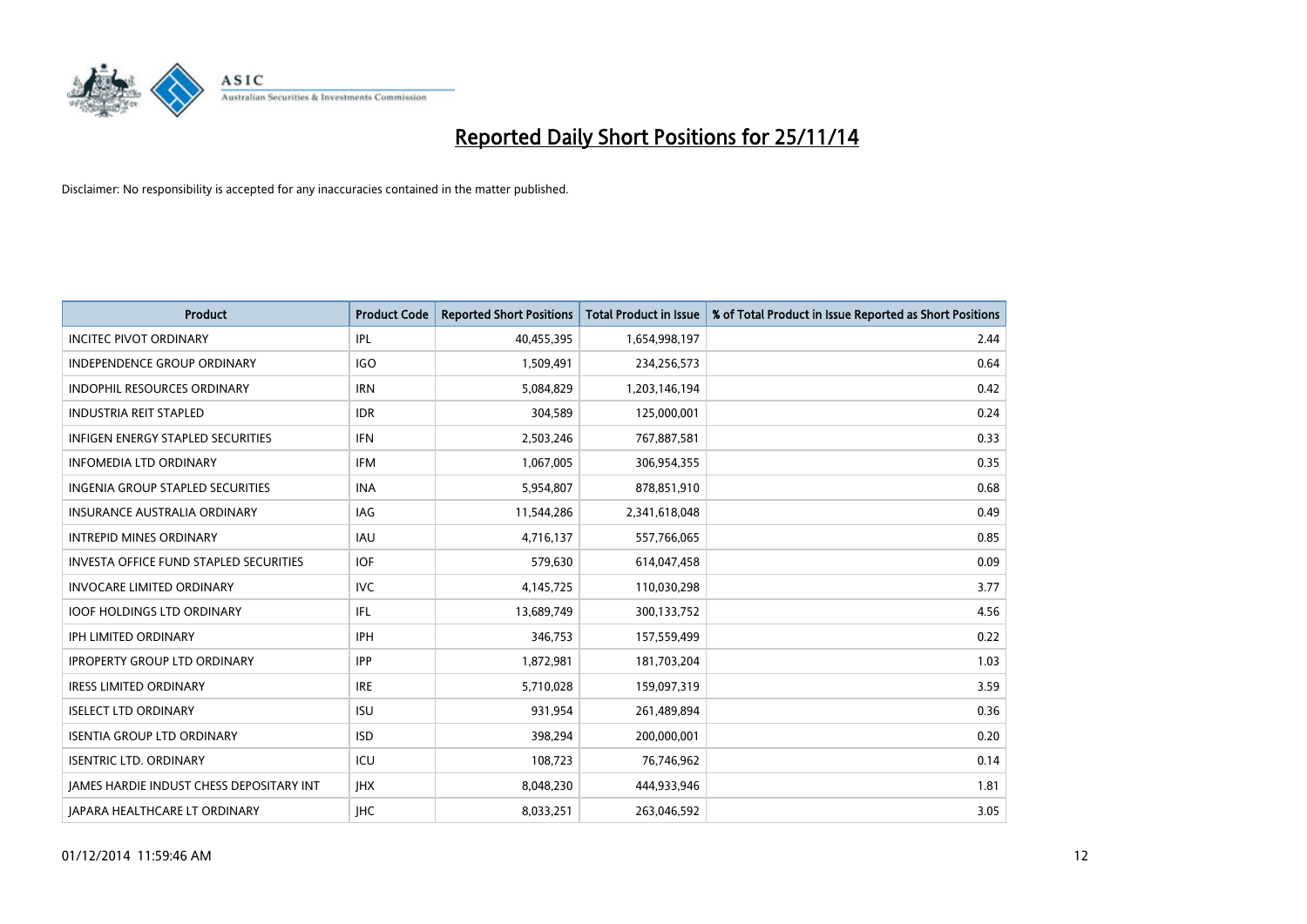# Reported Daily Short Positions for 25/11/14

Disclaimer: No responsibility is accepted for any inaccuracies contained in the matter published.

| Product | Product Code | Reported Short Positions | Total Product in Issue | % of Total Product in Issue Reported as Short Positions |
|---|---|---|---|---|
| INCITEC PIVOT ORDINARY | IPL | 40,455,395 | 1,654,998,197 | 2.44 |
| INDEPENDENCE GROUP ORDINARY | IGO | 1,509,491 | 234,256,573 | 0.64 |
| INDOPHIL RESOURCES ORDINARY | IRN | 5,084,829 | 1,203,146,194 | 0.42 |
| INDUSTRIA REIT STAPLED | IDR | 304,589 | 125,000,001 | 0.24 |
| INFIGEN ENERGY STAPLED SECURITIES | IFN | 2,503,246 | 767,887,581 | 0.33 |
| INFOMEDIA LTD ORDINARY | IFM | 1,067,005 | 306,954,355 | 0.35 |
| INGENIA GROUP STAPLED SECURITIES | INA | 5,954,807 | 878,851,910 | 0.68 |
| INSURANCE AUSTRALIA ORDINARY | IAG | 11,544,286 | 2,341,618,048 | 0.49 |
| INTREPID MINES ORDINARY | IAU | 4,716,137 | 557,766,065 | 0.85 |
| INVESTA OFFICE FUND STAPLED SECURITIES | IOF | 579,630 | 614,047,458 | 0.09 |
| INVOCARE LIMITED ORDINARY | IVC | 4,145,725 | 110,030,298 | 3.77 |
| IOOF HOLDINGS LTD ORDINARY | IFL | 13,689,749 | 300,133,752 | 4.56 |
| IPH LIMITED ORDINARY | IPH | 346,753 | 157,559,499 | 0.22 |
| IPROPERTY GROUP LTD ORDINARY | IPP | 1,872,981 | 181,703,204 | 1.03 |
| IRESS LIMITED ORDINARY | IRE | 5,710,028 | 159,097,319 | 3.59 |
| ISELECT LTD ORDINARY | ISU | 931,954 | 261,489,894 | 0.36 |
| ISENTIA GROUP LTD ORDINARY | ISD | 398,294 | 200,000,001 | 0.20 |
| ISENTRIC LTD. ORDINARY | ICU | 108,723 | 76,746,962 | 0.14 |
| JAMES HARDIE INDUST CHESS DEPOSITARY INT | JHX | 8,048,230 | 444,933,946 | 1.81 |
| JAPARA HEALTHCARE LT ORDINARY | JHC | 8,033,251 | 263,046,592 | 3.05 |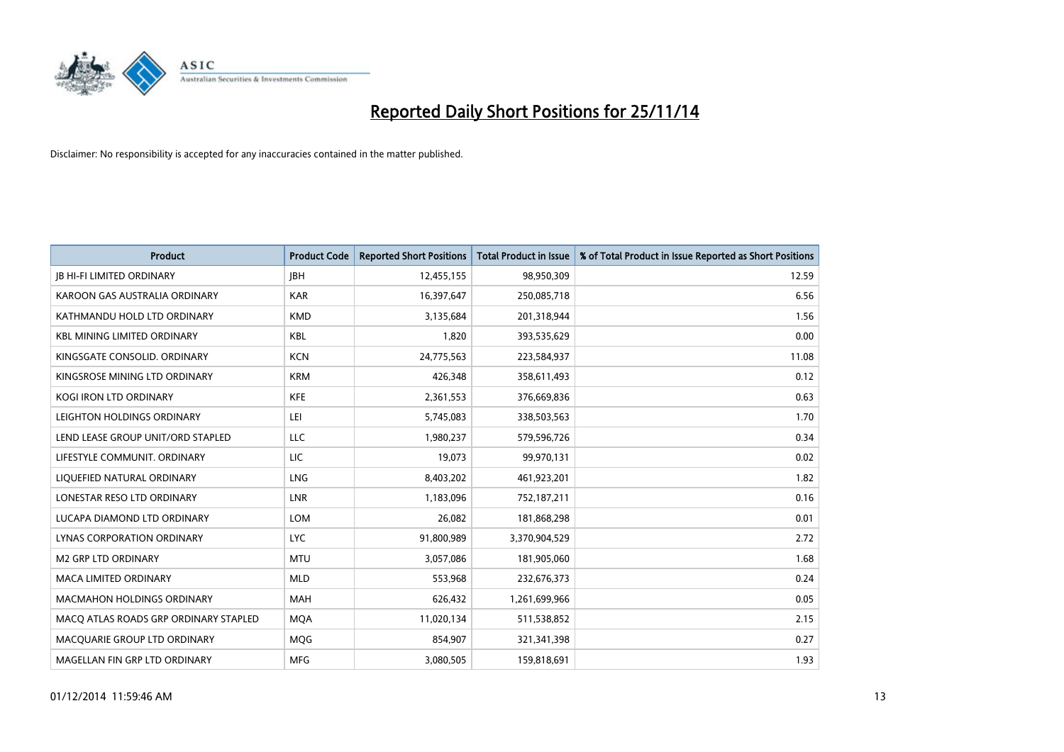# Reported Daily Short Positions for 25/11/14

Disclaimer: No responsibility is accepted for any inaccuracies contained in the matter published.

| Product | Product Code | Reported Short Positions | Total Product in Issue | % of Total Product in Issue Reported as Short Positions |
| --- | --- | --- | --- | --- |
| JB HI-FI LIMITED ORDINARY | JBH | 12,455,155 | 98,950,309 | 12.59 |
| KAROON GAS AUSTRALIA ORDINARY | KAR | 16,397,647 | 250,085,718 | 6.56 |
| KATHMANDU HOLD LTD ORDINARY | KMD | 3,135,684 | 201,318,944 | 1.56 |
| KBL MINING LIMITED ORDINARY | KBL | 1,820 | 393,535,629 | 0.00 |
| KINGSGATE CONSOLID. ORDINARY | KCN | 24,775,563 | 223,584,937 | 11.08 |
| KINGSROSE MINING LTD ORDINARY | KRM | 426,348 | 358,611,493 | 0.12 |
| KOGI IRON LTD ORDINARY | KFE | 2,361,553 | 376,669,836 | 0.63 |
| LEIGHTON HOLDINGS ORDINARY | LEI | 5,745,083 | 338,503,563 | 1.70 |
| LEND LEASE GROUP UNIT/ORD STAPLED | LLC | 1,980,237 | 579,596,726 | 0.34 |
| LIFESTYLE COMMUNIT. ORDINARY | LIC | 19,073 | 99,970,131 | 0.02 |
| LIQUEFIED NATURAL ORDINARY | LNG | 8,403,202 | 461,923,201 | 1.82 |
| LONESTAR RESO LTD ORDINARY | LNR | 1,183,096 | 752,187,211 | 0.16 |
| LUCAPA DIAMOND LTD ORDINARY | LOM | 26,082 | 181,868,298 | 0.01 |
| LYNAS CORPORATION ORDINARY | LYC | 91,800,989 | 3,370,904,529 | 2.72 |
| M2 GRP LTD ORDINARY | MTU | 3,057,086 | 181,905,060 | 1.68 |
| MACA LIMITED ORDINARY | MLD | 553,968 | 232,676,373 | 0.24 |
| MACMAHON HOLDINGS ORDINARY | MAH | 626,432 | 1,261,699,966 | 0.05 |
| MACQ ATLAS ROADS GRP ORDINARY STAPLED | MQA | 11,020,134 | 511,538,852 | 2.15 |
| MACQUARIE GROUP LTD ORDINARY | MQG | 854,907 | 321,341,398 | 0.27 |
| MAGELLAN FIN GRP LTD ORDINARY | MFG | 3,080,505 | 159,818,691 | 1.93 |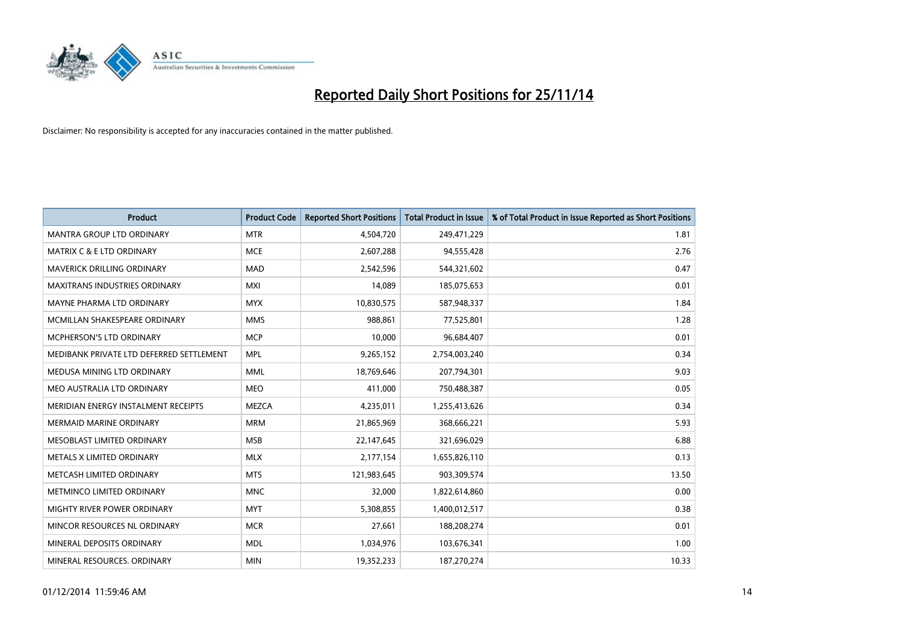# Reported Daily Short Positions for 25/11/14

Disclaimer: No responsibility is accepted for any inaccuracies contained in the matter published.

| Product | Product Code | Reported Short Positions | Total Product in Issue | % of Total Product in Issue Reported as Short Positions |
|---|---|---|---|---|
| MANTRA GROUP LTD ORDINARY | MTR | 4,504,720 | 249,471,229 | 1.81 |
| MATRIX C & E LTD ORDINARY | MCE | 2,607,288 | 94,555,428 | 2.76 |
| MAVERICK DRILLING ORDINARY | MAD | 2,542,596 | 544,321,602 | 0.47 |
| MAXITRANS INDUSTRIES ORDINARY | MXI | 14,089 | 185,075,653 | 0.01 |
| MAYNE PHARMA LTD ORDINARY | MYX | 10,830,575 | 587,948,337 | 1.84 |
| MCMILLAN SHAKESPEARE ORDINARY | MMS | 988,861 | 77,525,801 | 1.28 |
| MCPHERSON'S LTD ORDINARY | MCP | 10,000 | 96,684,407 | 0.01 |
| MEDIBANK PRIVATE LTD DEFERRED SETTLEMENT | MPL | 9,265,152 | 2,754,003,240 | 0.34 |
| MEDUSA MINING LTD ORDINARY | MML | 18,769,646 | 207,794,301 | 9.03 |
| MEO AUSTRALIA LTD ORDINARY | MEO | 411,000 | 750,488,387 | 0.05 |
| MERIDIAN ENERGY INSTALMENT RECEIPTS | MEZCA | 4,235,011 | 1,255,413,626 | 0.34 |
| MERMAID MARINE ORDINARY | MRM | 21,865,969 | 368,666,221 | 5.93 |
| MESOBLAST LIMITED ORDINARY | MSB | 22,147,645 | 321,696,029 | 6.88 |
| METALS X LIMITED ORDINARY | MLX | 2,177,154 | 1,655,826,110 | 0.13 |
| METCASH LIMITED ORDINARY | MTS | 121,983,645 | 903,309,574 | 13.50 |
| METMINCO LIMITED ORDINARY | MNC | 32,000 | 1,822,614,860 | 0.00 |
| MIGHTY RIVER POWER ORDINARY | MYT | 5,308,855 | 1,400,012,517 | 0.38 |
| MINCOR RESOURCES NL ORDINARY | MCR | 27,661 | 188,208,274 | 0.01 |
| MINERAL DEPOSITS ORDINARY | MDL | 1,034,976 | 103,676,341 | 1.00 |
| MINERAL RESOURCES. ORDINARY | MIN | 19,352,233 | 187,270,274 | 10.33 |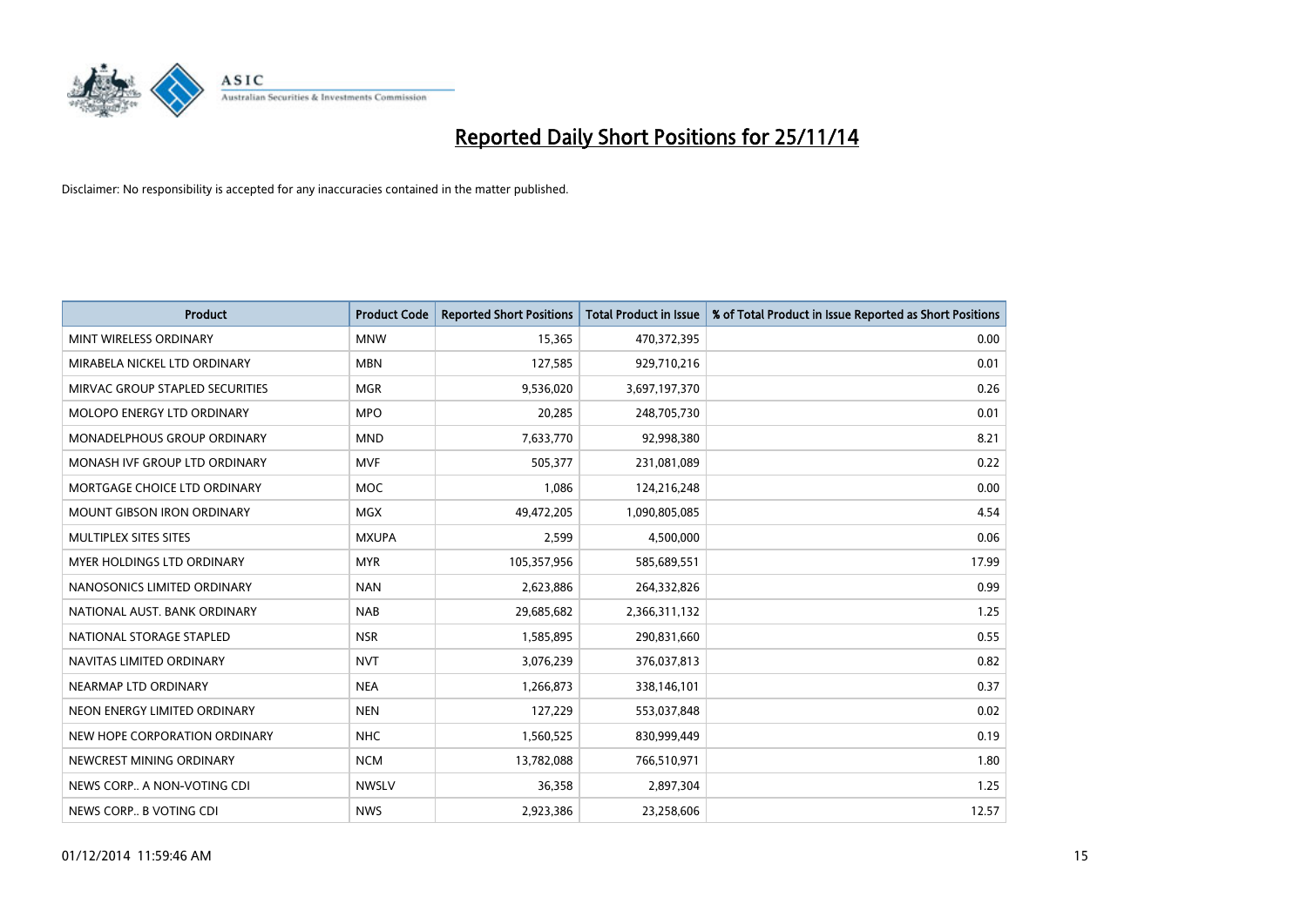# Reported Daily Short Positions for 25/11/14

Disclaimer: No responsibility is accepted for any inaccuracies contained in the matter published.

| Product | Product Code | Reported Short Positions | Total Product in Issue | % of Total Product in Issue Reported as Short Positions |
|---|---|---|---|---|
| MINT WIRELESS ORDINARY | MNW | 15,365 | 470,372,395 | 0.00 |
| MIRABELA NICKEL LTD ORDINARY | MBN | 127,585 | 929,710,216 | 0.01 |
| MIRVAC GROUP STAPLED SECURITIES | MGR | 9,536,020 | 3,697,197,370 | 0.26 |
| MOLOPO ENERGY LTD ORDINARY | MPO | 20,285 | 248,705,730 | 0.01 |
| MONADELPHOUS GROUP ORDINARY | MND | 7,633,770 | 92,998,380 | 8.21 |
| MONASH IVF GROUP LTD ORDINARY | MVF | 505,377 | 231,081,089 | 0.22 |
| MORTGAGE CHOICE LTD ORDINARY | MOC | 1,086 | 124,216,248 | 0.00 |
| MOUNT GIBSON IRON ORDINARY | MGX | 49,472,205 | 1,090,805,085 | 4.54 |
| MULTIPLEX SITES SITES | MXUPA | 2,599 | 4,500,000 | 0.06 |
| MYER HOLDINGS LTD ORDINARY | MYR | 105,357,956 | 585,689,551 | 17.99 |
| NANOSONICS LIMITED ORDINARY | NAN | 2,623,886 | 264,332,826 | 0.99 |
| NATIONAL AUST. BANK ORDINARY | NAB | 29,685,682 | 2,366,311,132 | 1.25 |
| NATIONAL STORAGE STAPLED | NSR | 1,585,895 | 290,831,660 | 0.55 |
| NAVITAS LIMITED ORDINARY | NVT | 3,076,239 | 376,037,813 | 0.82 |
| NEARMAP LTD ORDINARY | NEA | 1,266,873 | 338,146,101 | 0.37 |
| NEON ENERGY LIMITED ORDINARY | NEN | 127,229 | 553,037,848 | 0.02 |
| NEW HOPE CORPORATION ORDINARY | NHC | 1,560,525 | 830,999,449 | 0.19 |
| NEWCREST MINING ORDINARY | NCM | 13,782,088 | 766,510,971 | 1.80 |
| NEWS CORP.. A NON-VOTING CDI | NWSLV | 36,358 | 2,897,304 | 1.25 |
| NEWS CORP.. B VOTING CDI | NWS | 2,923,386 | 23,258,606 | 12.57 |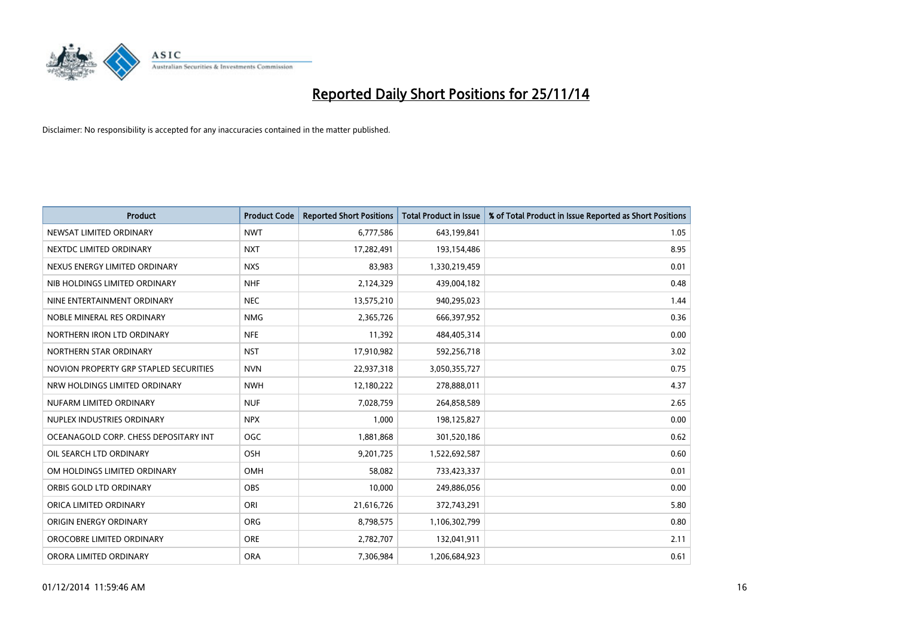# Reported Daily Short Positions for 25/11/14

Disclaimer: No responsibility is accepted for any inaccuracies contained in the matter published.

| Product | Product Code | Reported Short Positions | Total Product in Issue | % of Total Product in Issue Reported as Short Positions |
|---|---|---|---|---|
| NEWSAT LIMITED ORDINARY | NWT | 6,777,586 | 643,199,841 | 1.05 |
| NEXTDC LIMITED ORDINARY | NXT | 17,282,491 | 193,154,486 | 8.95 |
| NEXUS ENERGY LIMITED ORDINARY | NXS | 83,983 | 1,330,219,459 | 0.01 |
| NIB HOLDINGS LIMITED ORDINARY | NHF | 2,124,329 | 439,004,182 | 0.48 |
| NINE ENTERTAINMENT ORDINARY | NEC | 13,575,210 | 940,295,023 | 1.44 |
| NOBLE MINERAL RES ORDINARY | NMG | 2,365,726 | 666,397,952 | 0.36 |
| NORTHERN IRON LTD ORDINARY | NFE | 11,392 | 484,405,314 | 0.00 |
| NORTHERN STAR ORDINARY | NST | 17,910,982 | 592,256,718 | 3.02 |
| NOVION PROPERTY GRP STAPLED SECURITIES | NVN | 22,937,318 | 3,050,355,727 | 0.75 |
| NRW HOLDINGS LIMITED ORDINARY | NWH | 12,180,222 | 278,888,011 | 4.37 |
| NUFARM LIMITED ORDINARY | NUF | 7,028,759 | 264,858,589 | 2.65 |
| NUPLEX INDUSTRIES ORDINARY | NPX | 1,000 | 198,125,827 | 0.00 |
| OCEANAGOLD CORP. CHESS DEPOSITARY INT | OGC | 1,881,868 | 301,520,186 | 0.62 |
| OIL SEARCH LTD ORDINARY | OSH | 9,201,725 | 1,522,692,587 | 0.60 |
| OM HOLDINGS LIMITED ORDINARY | OMH | 58,082 | 733,423,337 | 0.01 |
| ORBIS GOLD LTD ORDINARY | OBS | 10,000 | 249,886,056 | 0.00 |
| ORICA LIMITED ORDINARY | ORI | 21,616,726 | 372,743,291 | 5.80 |
| ORIGIN ENERGY ORDINARY | ORG | 8,798,575 | 1,106,302,799 | 0.80 |
| OROCOBRE LIMITED ORDINARY | ORE | 2,782,707 | 132,041,911 | 2.11 |
| ORORA LIMITED ORDINARY | ORA | 7,306,984 | 1,206,684,923 | 0.61 |

01/12/2014 11:59:46 AM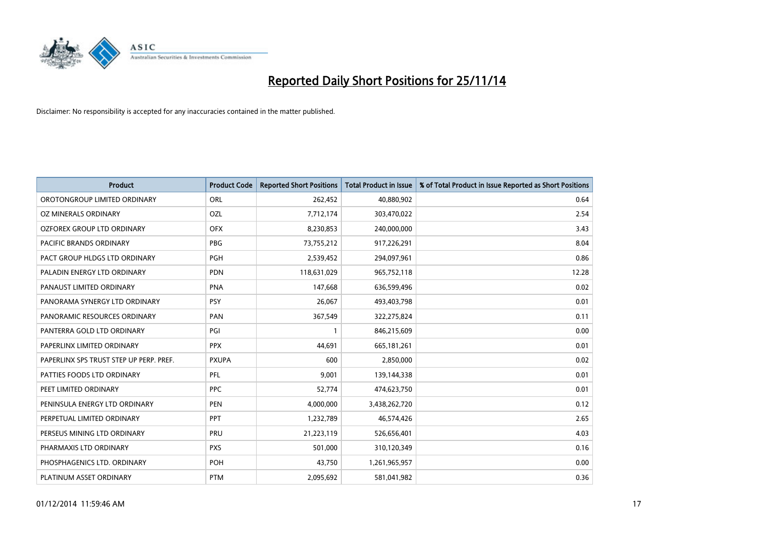# Reported Daily Short Positions for 25/11/14

Disclaimer: No responsibility is accepted for any inaccuracies contained in the matter published.

| Product | Product Code | Reported Short Positions | Total Product in Issue | % of Total Product in Issue Reported as Short Positions |
|---|---|---|---|---|
| OROTONGROUP LIMITED ORDINARY | ORL | 262,452 | 40,880,902 | 0.64 |
| OZ MINERALS ORDINARY | OZL | 7,712,174 | 303,470,022 | 2.54 |
| OZFOREX GROUP LTD ORDINARY | OFX | 8,230,853 | 240,000,000 | 3.43 |
| PACIFIC BRANDS ORDINARY | PBG | 73,755,212 | 917,226,291 | 8.04 |
| PACT GROUP HLDGS LTD ORDINARY | PGH | 2,539,452 | 294,097,961 | 0.86 |
| PALADIN ENERGY LTD ORDINARY | PDN | 118,631,029 | 965,752,118 | 12.28 |
| PANAUST LIMITED ORDINARY | PNA | 147,668 | 636,599,496 | 0.02 |
| PANORAMA SYNERGY LTD ORDINARY | PSY | 26,067 | 493,403,798 | 0.01 |
| PANORAMIC RESOURCES ORDINARY | PAN | 367,549 | 322,275,824 | 0.11 |
| PANTERRA GOLD LTD ORDINARY | PGI | 1 | 846,215,609 | 0.00 |
| PAPERLINX LIMITED ORDINARY | PPX | 44,691 | 665,181,261 | 0.01 |
| PAPERLINX SPS TRUST STEP UP PERP. PREF. | PXUPA | 600 | 2,850,000 | 0.02 |
| PATTIES FOODS LTD ORDINARY | PFL | 9,001 | 139,144,338 | 0.01 |
| PEET LIMITED ORDINARY | PPC | 52,774 | 474,623,750 | 0.01 |
| PENINSULA ENERGY LTD ORDINARY | PEN | 4,000,000 | 3,438,262,720 | 0.12 |
| PERPETUAL LIMITED ORDINARY | PPT | 1,232,789 | 46,574,426 | 2.65 |
| PERSEUS MINING LTD ORDINARY | PRU | 21,223,119 | 526,656,401 | 4.03 |
| PHARMAXIS LTD ORDINARY | PXS | 501,000 | 310,120,349 | 0.16 |
| PHOSPHAGENICS LTD. ORDINARY | POH | 43,750 | 1,261,965,957 | 0.00 |
| PLATINUM ASSET ORDINARY | PTM | 2,095,692 | 581,041,982 | 0.36 |

01/12/2014 11:59:46 AM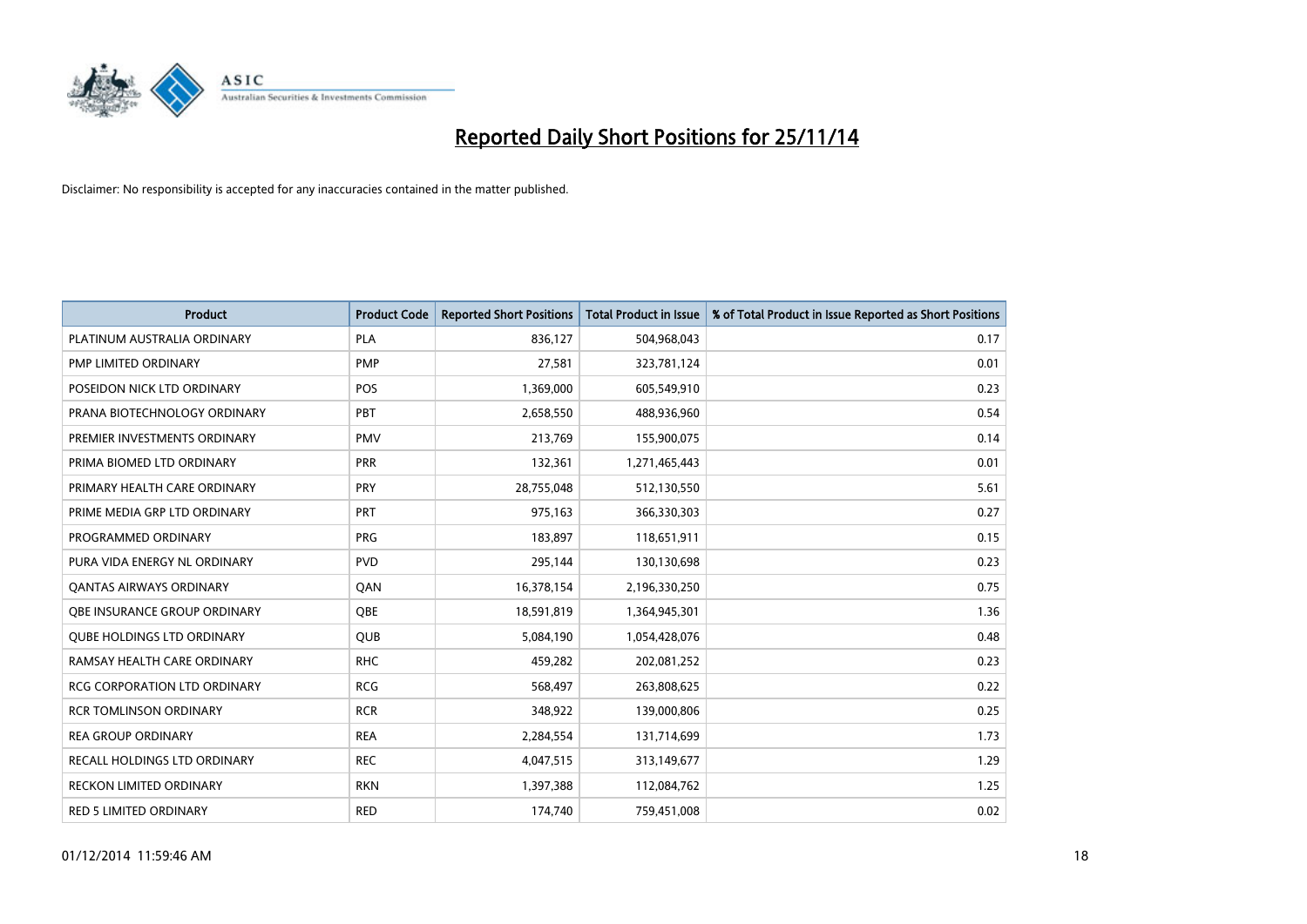# Reported Daily Short Positions for 25/11/14

Disclaimer: No responsibility is accepted for any inaccuracies contained in the matter published.

| Product | Product Code | Reported Short Positions | Total Product in Issue | % of Total Product in Issue Reported as Short Positions |
|---|---|---|---|---|
| PLATINUM AUSTRALIA ORDINARY | PLA | 836,127 | 504,968,043 | 0.17 |
| PMP LIMITED ORDINARY | PMP | 27,581 | 323,781,124 | 0.01 |
| POSEIDON NICK LTD ORDINARY | POS | 1,369,000 | 605,549,910 | 0.23 |
| PRANA BIOTECHNOLOGY ORDINARY | PBT | 2,658,550 | 488,936,960 | 0.54 |
| PREMIER INVESTMENTS ORDINARY | PMV | 213,769 | 155,900,075 | 0.14 |
| PRIMA BIOMED LTD ORDINARY | PRR | 132,361 | 1,271,465,443 | 0.01 |
| PRIMARY HEALTH CARE ORDINARY | PRY | 28,755,048 | 512,130,550 | 5.61 |
| PRIME MEDIA GRP LTD ORDINARY | PRT | 975,163 | 366,330,303 | 0.27 |
| PROGRAMMED ORDINARY | PRG | 183,897 | 118,651,911 | 0.15 |
| PURA VIDA ENERGY NL ORDINARY | PVD | 295,144 | 130,130,698 | 0.23 |
| QANTAS AIRWAYS ORDINARY | QAN | 16,378,154 | 2,196,330,250 | 0.75 |
| QBE INSURANCE GROUP ORDINARY | QBE | 18,591,819 | 1,364,945,301 | 1.36 |
| QUBE HOLDINGS LTD ORDINARY | QUB | 5,084,190 | 1,054,428,076 | 0.48 |
| RAMSAY HEALTH CARE ORDINARY | RHC | 459,282 | 202,081,252 | 0.23 |
| RCG CORPORATION LTD ORDINARY | RCG | 568,497 | 263,808,625 | 0.22 |
| RCR TOMLINSON ORDINARY | RCR | 348,922 | 139,000,806 | 0.25 |
| REA GROUP ORDINARY | REA | 2,284,554 | 131,714,699 | 1.73 |
| RECALL HOLDINGS LTD ORDINARY | REC | 4,047,515 | 313,149,677 | 1.29 |
| RECKON LIMITED ORDINARY | RKN | 1,397,388 | 112,084,762 | 1.25 |
| RED 5 LIMITED ORDINARY | RED | 174,740 | 759,451,008 | 0.02 |

01/12/2014 11:59:46 AM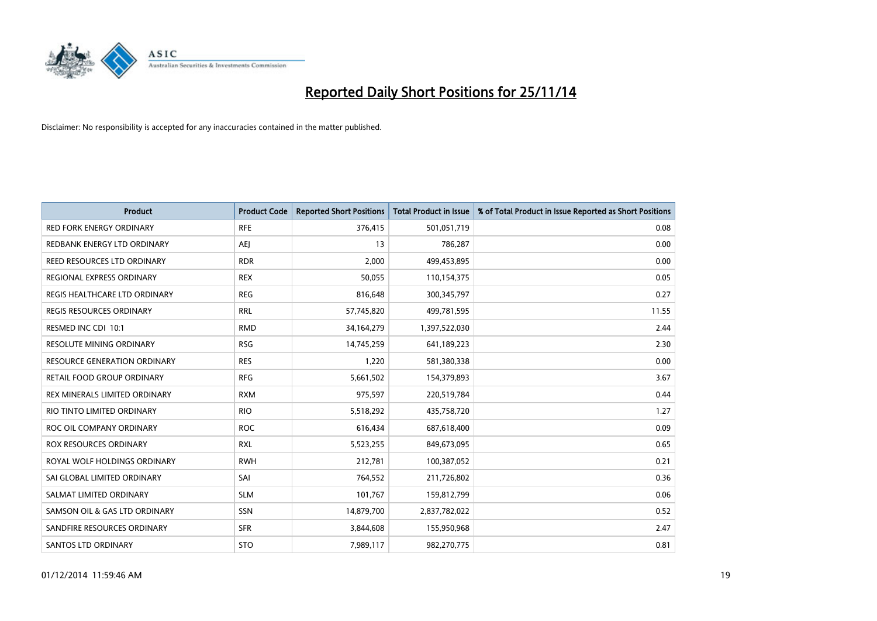# Reported Daily Short Positions for 25/11/14

Disclaimer: No responsibility is accepted for any inaccuracies contained in the matter published.

| Product | Product Code | Reported Short Positions | Total Product in Issue | % of Total Product in Issue Reported as Short Positions |
|---|---|---|---|---|
| RED FORK ENERGY ORDINARY | RFE | 376,415 | 501,051,719 | 0.08 |
| REDBANK ENERGY LTD ORDINARY | AEJ | 13 | 786,287 | 0.00 |
| REED RESOURCES LTD ORDINARY | RDR | 2,000 | 499,453,895 | 0.00 |
| REGIONAL EXPRESS ORDINARY | REX | 50,055 | 110,154,375 | 0.05 |
| REGIS HEALTHCARE LTD ORDINARY | REG | 816,648 | 300,345,797 | 0.27 |
| REGIS RESOURCES ORDINARY | RRL | 57,745,820 | 499,781,595 | 11.55 |
| RESMED INC CDI 10:1 | RMD | 34,164,279 | 1,397,522,030 | 2.44 |
| RESOLUTE MINING ORDINARY | RSG | 14,745,259 | 641,189,223 | 2.30 |
| RESOURCE GENERATION ORDINARY | RES | 1,220 | 581,380,338 | 0.00 |
| RETAIL FOOD GROUP ORDINARY | RFG | 5,661,502 | 154,379,893 | 3.67 |
| REX MINERALS LIMITED ORDINARY | RXM | 975,597 | 220,519,784 | 0.44 |
| RIO TINTO LIMITED ORDINARY | RIO | 5,518,292 | 435,758,720 | 1.27 |
| ROC OIL COMPANY ORDINARY | ROC | 616,434 | 687,618,400 | 0.09 |
| ROX RESOURCES ORDINARY | RXL | 5,523,255 | 849,673,095 | 0.65 |
| ROYAL WOLF HOLDINGS ORDINARY | RWH | 212,781 | 100,387,052 | 0.21 |
| SAI GLOBAL LIMITED ORDINARY | SAI | 764,552 | 211,726,802 | 0.36 |
| SALMAT LIMITED ORDINARY | SLM | 101,767 | 159,812,799 | 0.06 |
| SAMSON OIL & GAS LTD ORDINARY | SSN | 14,879,700 | 2,837,782,022 | 0.52 |
| SANDFIRE RESOURCES ORDINARY | SFR | 3,844,608 | 155,950,968 | 2.47 |
| SANTOS LTD ORDINARY | STO | 7,989,117 | 982,270,775 | 0.81 |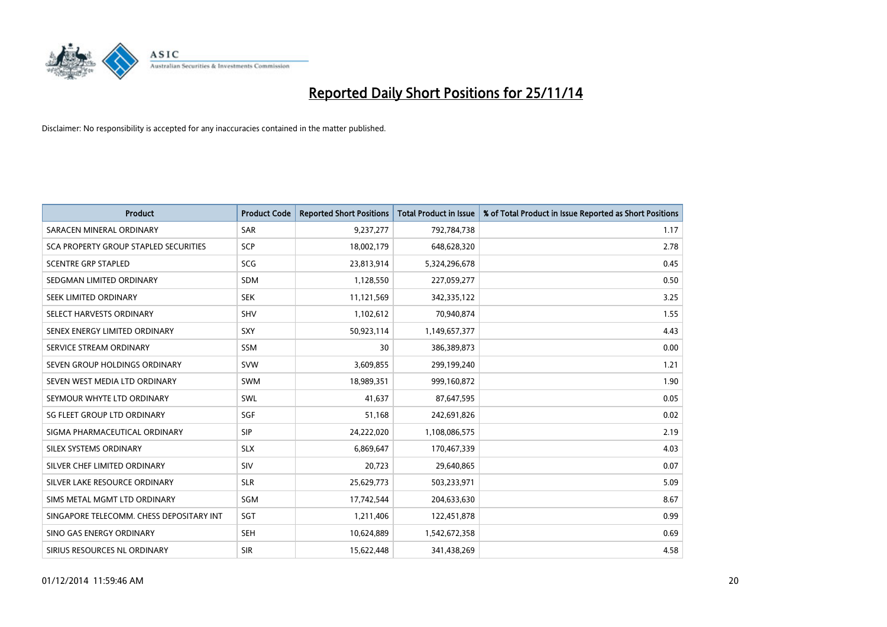# Reported Daily Short Positions for 25/11/14

Disclaimer: No responsibility is accepted for any inaccuracies contained in the matter published.

| Product | Product Code | Reported Short Positions | Total Product in Issue | % of Total Product in Issue Reported as Short Positions |
|---|---|---|---|---|
| SARACEN MINERAL ORDINARY | SAR | 9,237,277 | 792,784,738 | 1.17 |
| SCA PROPERTY GROUP STAPLED SECURITIES | SCP | 18,002,179 | 648,628,320 | 2.78 |
| SCENTRE GRP STAPLED | SCG | 23,813,914 | 5,324,296,678 | 0.45 |
| SEDGMAN LIMITED ORDINARY | SDM | 1,128,550 | 227,059,277 | 0.50 |
| SEEK LIMITED ORDINARY | SEK | 11,121,569 | 342,335,122 | 3.25 |
| SELECT HARVESTS ORDINARY | SHV | 1,102,612 | 70,940,874 | 1.55 |
| SENEX ENERGY LIMITED ORDINARY | SXY | 50,923,114 | 1,149,657,377 | 4.43 |
| SERVICE STREAM ORDINARY | SSM | 30 | 386,389,873 | 0.00 |
| SEVEN GROUP HOLDINGS ORDINARY | SVW | 3,609,855 | 299,199,240 | 1.21 |
| SEVEN WEST MEDIA LTD ORDINARY | SWM | 18,989,351 | 999,160,872 | 1.90 |
| SEYMOUR WHYTE LTD ORDINARY | SWL | 41,637 | 87,647,595 | 0.05 |
| SG FLEET GROUP LTD ORDINARY | SGF | 51,168 | 242,691,826 | 0.02 |
| SIGMA PHARMACEUTICAL ORDINARY | SIP | 24,222,020 | 1,108,086,575 | 2.19 |
| SILEX SYSTEMS ORDINARY | SLX | 6,869,647 | 170,467,339 | 4.03 |
| SILVER CHEF LIMITED ORDINARY | SIV | 20,723 | 29,640,865 | 0.07 |
| SILVER LAKE RESOURCE ORDINARY | SLR | 25,629,773 | 503,233,971 | 5.09 |
| SIMS METAL MGMT LTD ORDINARY | SGM | 17,742,544 | 204,633,630 | 8.67 |
| SINGAPORE TELECOMM. CHESS DEPOSITARY INT | SGT | 1,211,406 | 122,451,878 | 0.99 |
| SINO GAS ENERGY ORDINARY | SEH | 10,624,889 | 1,542,672,358 | 0.69 |
| SIRIUS RESOURCES NL ORDINARY | SIR | 15,622,448 | 341,438,269 | 4.58 |

01/12/2014 11:59:46 AM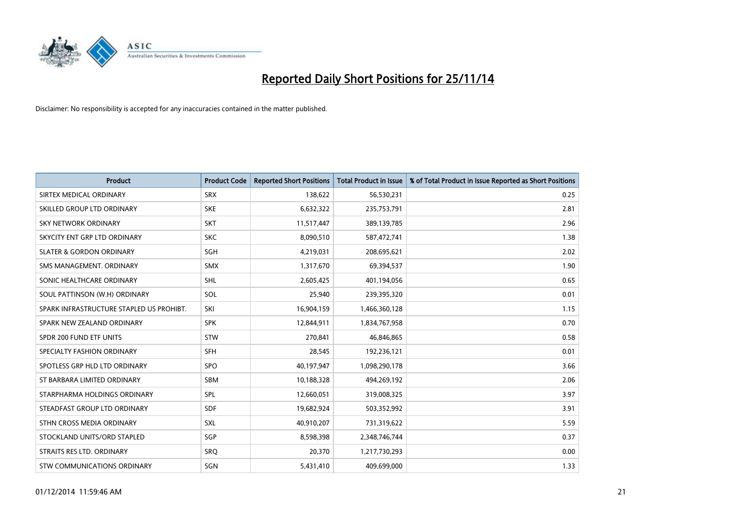# Reported Daily Short Positions for 25/11/14

Disclaimer: No responsibility is accepted for any inaccuracies contained in the matter published.

| Product | Product Code | Reported Short Positions | Total Product in Issue | % of Total Product in Issue Reported as Short Positions |
|---|---|---|---|---|
| SIRTEX MEDICAL ORDINARY | SRX | 138,622 | 56,530,231 | 0.25 |
| SKILLED GROUP LTD ORDINARY | SKE | 6,632,322 | 235,753,791 | 2.81 |
| SKY NETWORK ORDINARY | SKT | 11,517,447 | 389,139,785 | 2.96 |
| SKYCITY ENT GRP LTD ORDINARY | SKC | 8,090,510 | 587,472,741 | 1.38 |
| SLATER & GORDON ORDINARY | SGH | 4,219,031 | 208,695,621 | 2.02 |
| SMS MANAGEMENT. ORDINARY | SMX | 1,317,670 | 69,394,537 | 1.90 |
| SONIC HEALTHCARE ORDINARY | SHL | 2,605,425 | 401,194,056 | 0.65 |
| SOUL PATTINSON (W.H) ORDINARY | SOL | 25,940 | 239,395,320 | 0.01 |
| SPARK INFRASTRUCTURE STAPLED US PROHIBT. | SKI | 16,904,159 | 1,466,360,128 | 1.15 |
| SPARK NEW ZEALAND ORDINARY | SPK | 12,844,911 | 1,834,767,958 | 0.70 |
| SPDR 200 FUND ETF UNITS | STW | 270,841 | 46,846,865 | 0.58 |
| SPECIALTY FASHION ORDINARY | SFH | 28,545 | 192,236,121 | 0.01 |
| SPOTLESS GRP HLD LTD ORDINARY | SPO | 40,197,947 | 1,098,290,178 | 3.66 |
| ST BARBARA LIMITED ORDINARY | SBM | 10,188,328 | 494,269,192 | 2.06 |
| STARPHARMA HOLDINGS ORDINARY | SPL | 12,660,051 | 319,008,325 | 3.97 |
| STEADFAST GROUP LTD ORDINARY | SDF | 19,682,924 | 503,352,992 | 3.91 |
| STHN CROSS MEDIA ORDINARY | SXL | 40,910,207 | 731,319,622 | 5.59 |
| STOCKLAND UNITS/ORD STAPLED | SGP | 8,598,398 | 2,348,746,744 | 0.37 |
| STRAITS RES LTD. ORDINARY | SRQ | 20,370 | 1,217,730,293 | 0.00 |
| STW COMMUNICATIONS ORDINARY | SGN | 5,431,410 | 409,699,000 | 1.33 |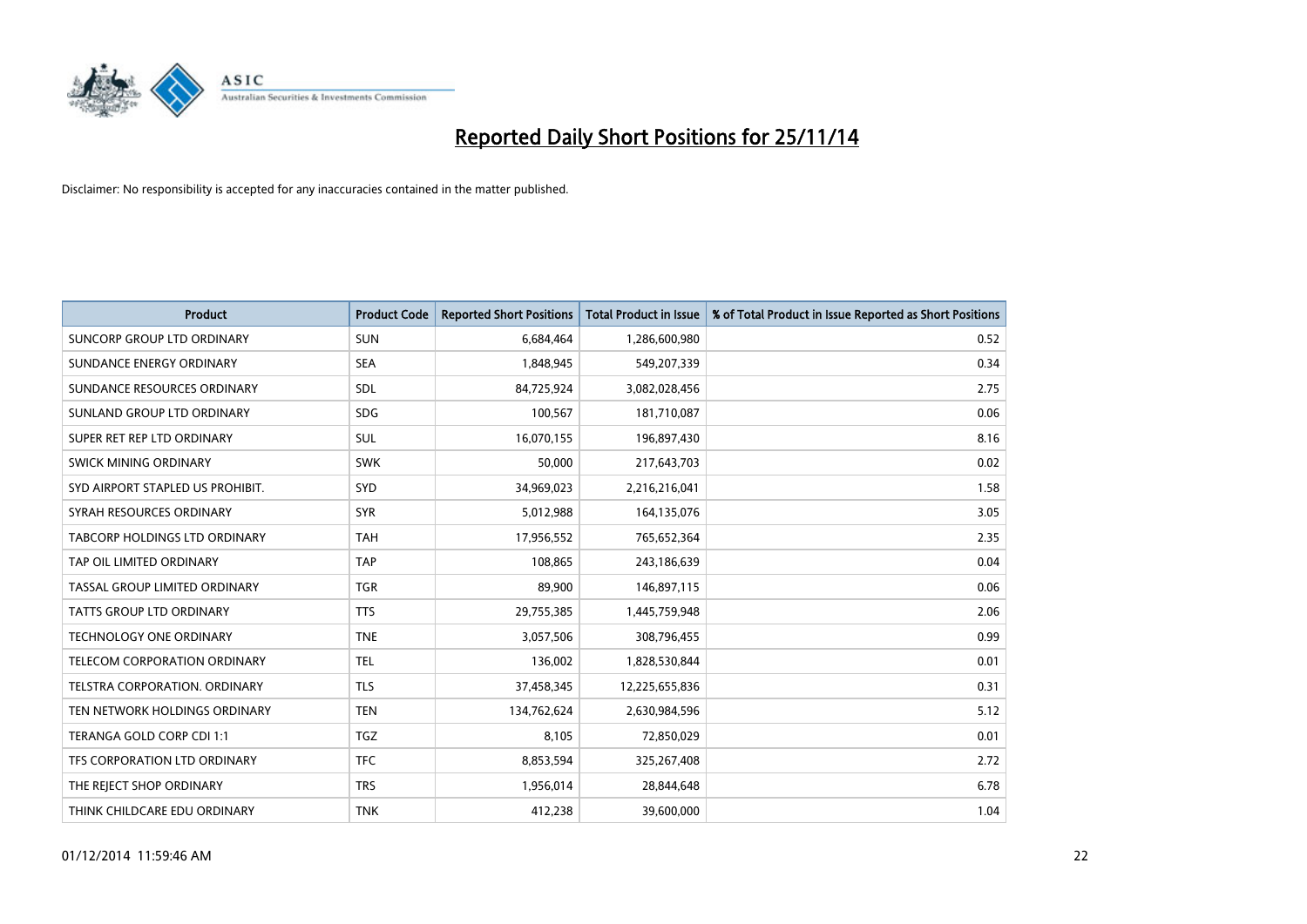# Reported Daily Short Positions for 25/11/14

Disclaimer: No responsibility is accepted for any inaccuracies contained in the matter published.

| Product | Product Code | Reported Short Positions | Total Product in Issue | % of Total Product in Issue Reported as Short Positions |
|---|---|---|---|---|
| SUNCORP GROUP LTD ORDINARY | SUN | 6,684,464 | 1,286,600,980 | 0.52 |
| SUNDANCE ENERGY ORDINARY | SEA | 1,848,945 | 549,207,339 | 0.34 |
| SUNDANCE RESOURCES ORDINARY | SDL | 84,725,924 | 3,082,028,456 | 2.75 |
| SUNLAND GROUP LTD ORDINARY | SDG | 100,567 | 181,710,087 | 0.06 |
| SUPER RET REP LTD ORDINARY | SUL | 16,070,155 | 196,897,430 | 8.16 |
| SWICK MINING ORDINARY | SWK | 50,000 | 217,643,703 | 0.02 |
| SYD AIRPORT STAPLED US PROHIBIT. | SYD | 34,969,023 | 2,216,216,041 | 1.58 |
| SYRAH RESOURCES ORDINARY | SYR | 5,012,988 | 164,135,076 | 3.05 |
| TABCORP HOLDINGS LTD ORDINARY | TAH | 17,956,552 | 765,652,364 | 2.35 |
| TAP OIL LIMITED ORDINARY | TAP | 108,865 | 243,186,639 | 0.04 |
| TASSAL GROUP LIMITED ORDINARY | TGR | 89,900 | 146,897,115 | 0.06 |
| TATTS GROUP LTD ORDINARY | TTS | 29,755,385 | 1,445,759,948 | 2.06 |
| TECHNOLOGY ONE ORDINARY | TNE | 3,057,506 | 308,796,455 | 0.99 |
| TELECOM CORPORATION ORDINARY | TEL | 136,002 | 1,828,530,844 | 0.01 |
| TELSTRA CORPORATION. ORDINARY | TLS | 37,458,345 | 12,225,655,836 | 0.31 |
| TEN NETWORK HOLDINGS ORDINARY | TEN | 134,762,624 | 2,630,984,596 | 5.12 |
| TERANGA GOLD CORP CDI 1:1 | TGZ | 8,105 | 72,850,029 | 0.01 |
| TFS CORPORATION LTD ORDINARY | TFC | 8,853,594 | 325,267,408 | 2.72 |
| THE REJECT SHOP ORDINARY | TRS | 1,956,014 | 28,844,648 | 6.78 |
| THINK CHILDCARE EDU ORDINARY | TNK | 412,238 | 39,600,000 | 1.04 |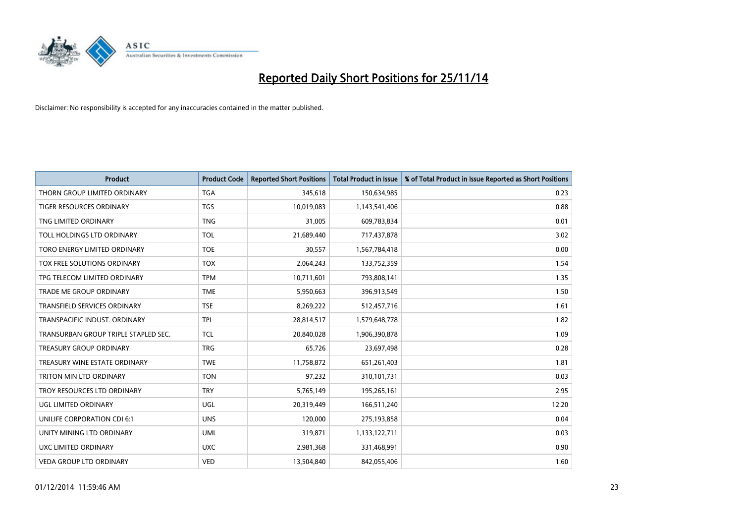# Reported Daily Short Positions for 25/11/14

Disclaimer: No responsibility is accepted for any inaccuracies contained in the matter published.

| Product | Product Code | Reported Short Positions | Total Product in Issue | % of Total Product in Issue Reported as Short Positions |
|---|---|---|---|---|
| THORN GROUP LIMITED ORDINARY | TGA | 345,618 | 150,634,985 | 0.23 |
| TIGER RESOURCES ORDINARY | TGS | 10,019,083 | 1,143,541,406 | 0.88 |
| TNG LIMITED ORDINARY | TNG | 31,005 | 609,783,834 | 0.01 |
| TOLL HOLDINGS LTD ORDINARY | TOL | 21,689,440 | 717,437,878 | 3.02 |
| TORO ENERGY LIMITED ORDINARY | TOE | 30,557 | 1,567,784,418 | 0.00 |
| TOX FREE SOLUTIONS ORDINARY | TOX | 2,064,243 | 133,752,359 | 1.54 |
| TPG TELECOM LIMITED ORDINARY | TPM | 10,711,601 | 793,808,141 | 1.35 |
| TRADE ME GROUP ORDINARY | TME | 5,950,663 | 396,913,549 | 1.50 |
| TRANSFIELD SERVICES ORDINARY | TSE | 8,269,222 | 512,457,716 | 1.61 |
| TRANSPACIFIC INDUST. ORDINARY | TPI | 28,814,517 | 1,579,648,778 | 1.82 |
| TRANSURBAN GROUP TRIPLE STAPLED SEC. | TCL | 20,840,028 | 1,906,390,878 | 1.09 |
| TREASURY GROUP ORDINARY | TRG | 65,726 | 23,697,498 | 0.28 |
| TREASURY WINE ESTATE ORDINARY | TWE | 11,758,872 | 651,261,403 | 1.81 |
| TRITON MIN LTD ORDINARY | TON | 97,232 | 310,101,731 | 0.03 |
| TROY RESOURCES LTD ORDINARY | TRY | 5,765,149 | 195,265,161 | 2.95 |
| UGL LIMITED ORDINARY | UGL | 20,319,449 | 166,511,240 | 12.20 |
| UNILIFE CORPORATION CDI 6:1 | UNS | 120,000 | 275,193,858 | 0.04 |
| UNITY MINING LTD ORDINARY | UML | 319,871 | 1,133,122,711 | 0.03 |
| UXC LIMITED ORDINARY | UXC | 2,981,368 | 331,468,991 | 0.90 |
| VEDA GROUP LTD ORDINARY | VED | 13,504,840 | 842,055,406 | 1.60 |

01/12/2014 11:59:46 AM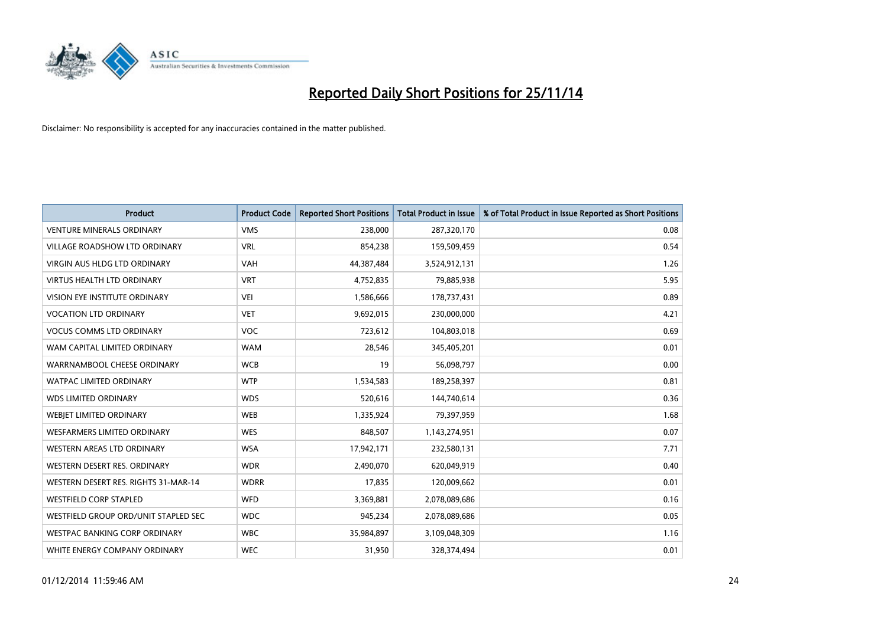# Reported Daily Short Positions for 25/11/14

Disclaimer: No responsibility is accepted for any inaccuracies contained in the matter published.

| Product | Product Code | Reported Short Positions | Total Product in Issue | % of Total Product in Issue Reported as Short Positions |
|---|---|---|---|---|
| VENTURE MINERALS ORDINARY | VMS | 238,000 | 287,320,170 | 0.08 |
| VILLAGE ROADSHOW LTD ORDINARY | VRL | 854,238 | 159,509,459 | 0.54 |
| VIRGIN AUS HLDG LTD ORDINARY | VAH | 44,387,484 | 3,524,912,131 | 1.26 |
| VIRTUS HEALTH LTD ORDINARY | VRT | 4,752,835 | 79,885,938 | 5.95 |
| VISION EYE INSTITUTE ORDINARY | VEI | 1,586,666 | 178,737,431 | 0.89 |
| VOCATION LTD ORDINARY | VET | 9,692,015 | 230,000,000 | 4.21 |
| VOCUS COMMS LTD ORDINARY | VOC | 723,612 | 104,803,018 | 0.69 |
| WAM CAPITAL LIMITED ORDINARY | WAM | 28,546 | 345,405,201 | 0.01 |
| WARRNAMBOOL CHEESE ORDINARY | WCB | 19 | 56,098,797 | 0.00 |
| WATPAC LIMITED ORDINARY | WTP | 1,534,583 | 189,258,397 | 0.81 |
| WDS LIMITED ORDINARY | WDS | 520,616 | 144,740,614 | 0.36 |
| WEBJET LIMITED ORDINARY | WEB | 1,335,924 | 79,397,959 | 1.68 |
| WESFARMERS LIMITED ORDINARY | WES | 848,507 | 1,143,274,951 | 0.07 |
| WESTERN AREAS LTD ORDINARY | WSA | 17,942,171 | 232,580,131 | 7.71 |
| WESTERN DESERT RES. ORDINARY | WDR | 2,490,070 | 620,049,919 | 0.40 |
| WESTERN DESERT RES. RIGHTS 31-MAR-14 | WDRR | 17,835 | 120,009,662 | 0.01 |
| WESTFIELD CORP STAPLED | WFD | 3,369,881 | 2,078,089,686 | 0.16 |
| WESTFIELD GROUP ORD/UNIT STAPLED SEC | WDC | 945,234 | 2,078,089,686 | 0.05 |
| WESTPAC BANKING CORP ORDINARY | WBC | 35,984,897 | 3,109,048,309 | 1.16 |
| WHITE ENERGY COMPANY ORDINARY | WEC | 31,950 | 328,374,494 | 0.01 |

01/12/2014 11:59:46 AM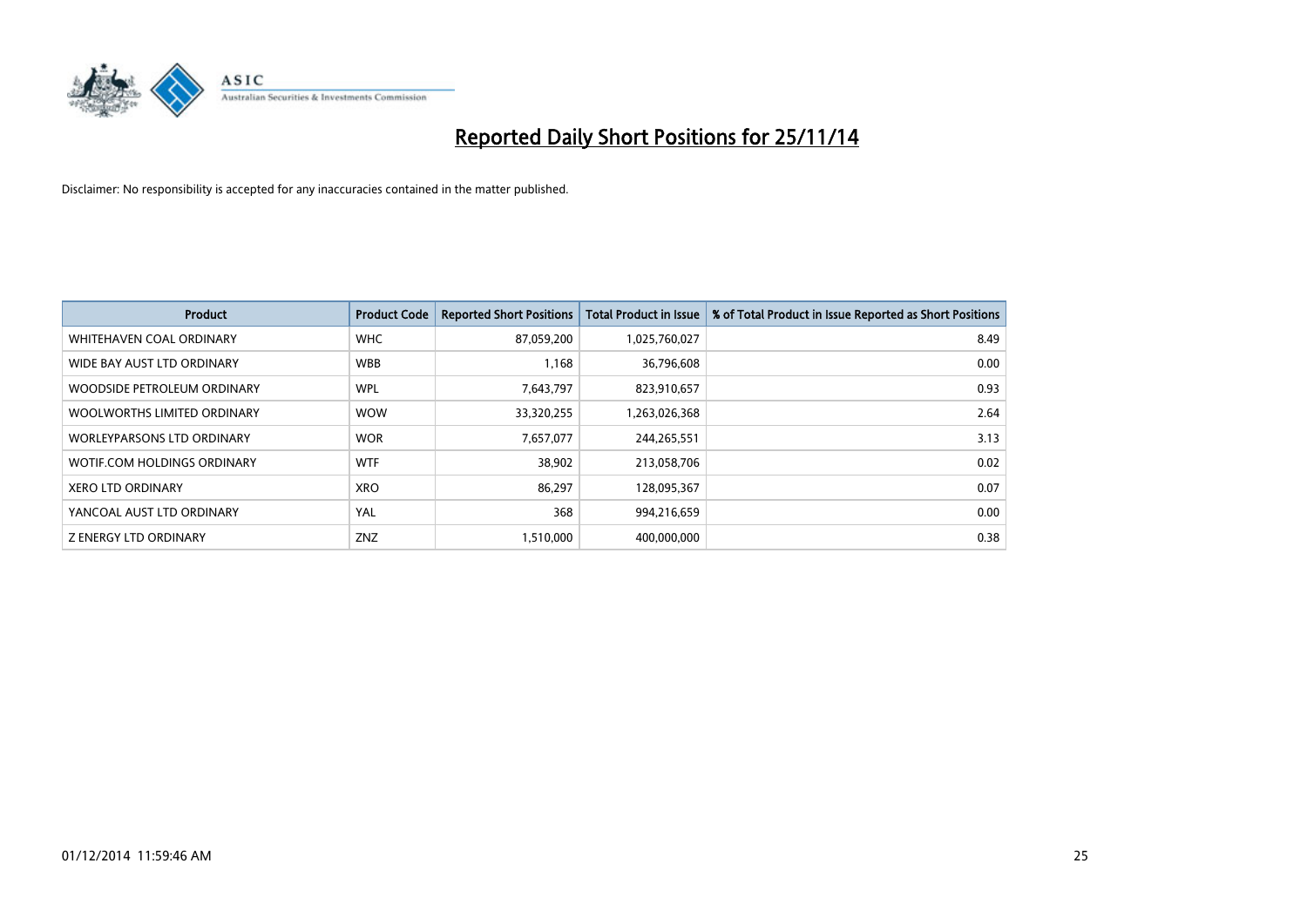# Reported Daily Short Positions for 25/11/14

Disclaimer: No responsibility is accepted for any inaccuracies contained in the matter published.

| Product | Product Code | Reported Short Positions | Total Product in Issue | % of Total Product in Issue Reported as Short Positions |
|---|---|---|---|---|
| WHITEHAVEN COAL ORDINARY | WHC | 87,059,200 | 1,025,760,027 | 8.49 |
| WIDE BAY AUST LTD ORDINARY | WBB | 1,168 | 36,796,608 | 0.00 |
| WOODSIDE PETROLEUM ORDINARY | WPL | 7,643,797 | 823,910,657 | 0.93 |
| WOOLWORTHS LIMITED ORDINARY | WOW | 33,320,255 | 1,263,026,368 | 2.64 |
| WORLEYPARSONS LTD ORDINARY | WOR | 7,657,077 | 244,265,551 | 3.13 |
| WOTIF.COM HOLDINGS ORDINARY | WTF | 38,902 | 213,058,706 | 0.02 |
| XERO LTD ORDINARY | XRO | 86,297 | 128,095,367 | 0.07 |
| YANCOAL AUST LTD ORDINARY | YAL | 368 | 994,216,659 | 0.00 |
| Z ENERGY LTD ORDINARY | ZNZ | 1,510,000 | 400,000,000 | 0.38 |

01/12/2014 11:59:46 AM